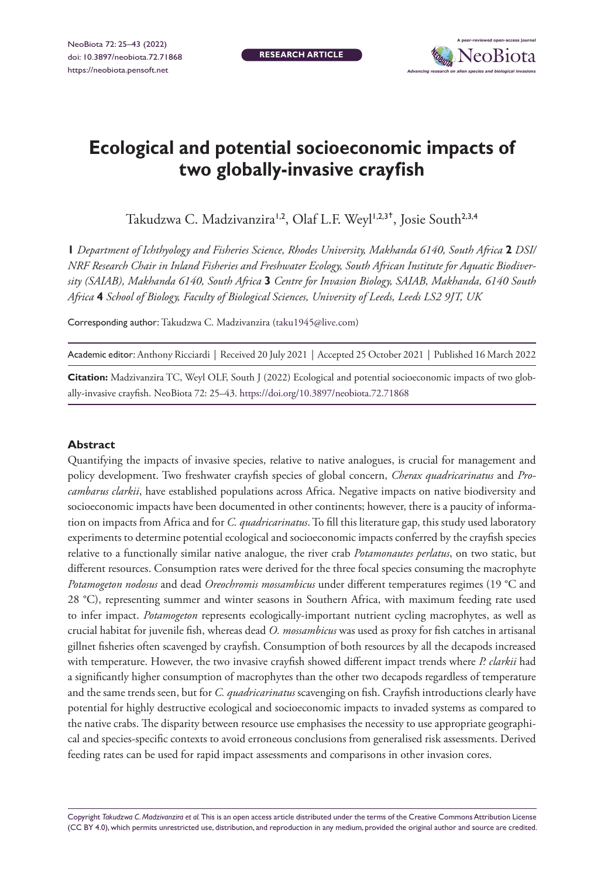# Ecological and potential socioeconomic impacts of two globally-invasive crayfish

Takudzwa C. Madzivanzira[1,2], Olaf L.F. Weyl[1,2,3†], Josie South[2,3,4]

**1** *Department of Ichthyology and Fisheries Science, Rhodes University, Makhanda 6140, South Africa* **2** *DSI/NRF Research Chair in Inland Fisheries and Freshwater Ecology, South African Institute for Aquatic Biodiversity (SAIAB), Makhanda 6140, South Africa* **3** *Centre for Invasion Biology, SAIAB, Makhanda, 6140 South Africa* **4** *School of Biology, Faculty of Biological Sciences, University of Leeds, Leeds LS2 9JT, UK*

Corresponding author: Takudzwa C. Madzivanzira (taku1945@live.com)

Academic editor: Anthony Ricciardi | Received 20 July 2021 | Accepted 25 October 2021 | Published 16 March 2022

**Citation:** Madzivanzira TC, Weyl OLF, South J (2022) Ecological and potential socioeconomic impacts of two globally-invasive crayfish. NeoBiota 72: 25–43. https://doi.org/10.3897/neobiota.72.71868

## Abstract

Quantifying the impacts of invasive species, relative to native analogues, is crucial for management and policy development. Two freshwater crayfish species of global concern, *Cherax quadricarinatus* and *Procambarus clarkii*, have established populations across Africa. Negative impacts on native biodiversity and socioeconomic impacts have been documented in other continents; however, there is a paucity of information on impacts from Africa and for *C. quadricarinatus*. To fill this literature gap, this study used laboratory experiments to determine potential ecological and socioeconomic impacts conferred by the crayfish species relative to a functionally similar native analogue, the river crab *Potamonautes perlatus*, on two static, but different resources. Consumption rates were derived for the three focal species consuming the macrophyte *Potamogeton nodosus* and dead *Oreochromis mossambicus* under different temperatures regimes (19 °C and 28 °C), representing summer and winter seasons in Southern Africa, with maximum feeding rate used to infer impact. *Potamogeton* represents ecologically-important nutrient cycling macrophytes, as well as crucial habitat for juvenile fish, whereas dead *O. mossambicus* was used as proxy for fish catches in artisanal gillnet fisheries often scavenged by crayfish. Consumption of both resources by all the decapods increased with temperature. However, the two invasive crayfish showed different impact trends where *P. clarkii* had a significantly higher consumption of macrophytes than the other two decapods regardless of temperature and the same trends seen, but for *C. quadricarinatus* scavenging on fish. Crayfish introductions clearly have potential for highly destructive ecological and socioeconomic impacts to invaded systems as compared to the native crabs. The disparity between resource use emphasises the necessity to use appropriate geographical and species-specific contexts to avoid erroneous conclusions from generalised risk assessments. Derived feeding rates can be used for rapid impact assessments and comparisons in other invasion cores.

Copyright *Takudzwa C. Madzivanzira et al.* This is an open access article distributed under the terms of the Creative Commons Attribution License (CC BY 4.0), which permits unrestricted use, distribution, and reproduction in any medium, provided the original author and source are credited.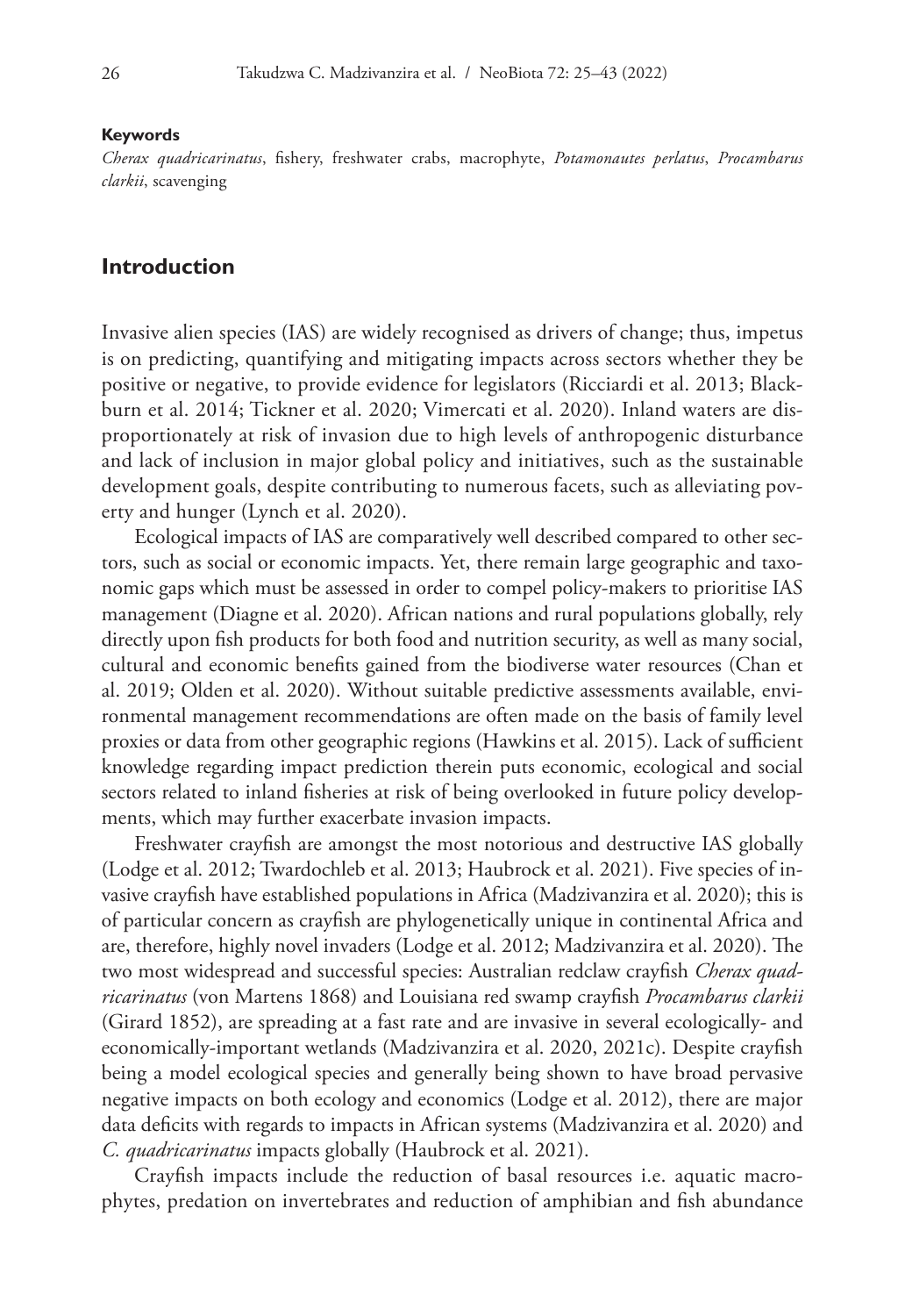**Keywords**

*Cherax quadricarinatus*, fishery, freshwater crabs, macrophyte, *Potamonautes perlatus*, *Procambarus clarkii*, scavenging

## Introduction

Invasive alien species (IAS) are widely recognised as drivers of change; thus, impetus is on predicting, quantifying and mitigating impacts across sectors whether they be positive or negative, to provide evidence for legislators (Ricciardi et al. 2013; Blackburn et al. 2014; Tickner et al. 2020; Vimercati et al. 2020). Inland waters are disproportionately at risk of invasion due to high levels of anthropogenic disturbance and lack of inclusion in major global policy and initiatives, such as the sustainable development goals, despite contributing to numerous facets, such as alleviating poverty and hunger (Lynch et al. 2020).

Ecological impacts of IAS are comparatively well described compared to other sectors, such as social or economic impacts. Yet, there remain large geographic and taxonomic gaps which must be assessed in order to compel policy-makers to prioritise IAS management (Diagne et al. 2020). African nations and rural populations globally, rely directly upon fish products for both food and nutrition security, as well as many social, cultural and economic benefits gained from the biodiverse water resources (Chan et al. 2019; Olden et al. 2020). Without suitable predictive assessments available, environmental management recommendations are often made on the basis of family level proxies or data from other geographic regions (Hawkins et al. 2015). Lack of sufficient knowledge regarding impact prediction therein puts economic, ecological and social sectors related to inland fisheries at risk of being overlooked in future policy developments, which may further exacerbate invasion impacts.

Freshwater crayfish are amongst the most notorious and destructive IAS globally (Lodge et al. 2012; Twardochleb et al. 2013; Haubrock et al. 2021). Five species of invasive crayfish have established populations in Africa (Madzivanzira et al. 2020); this is of particular concern as crayfish are phylogenetically unique in continental Africa and are, therefore, highly novel invaders (Lodge et al. 2012; Madzivanzira et al. 2020). The two most widespread and successful species: Australian redclaw crayfish *Cherax quadricarinatus* (von Martens 1868) and Louisiana red swamp crayfish *Procambarus clarkii* (Girard 1852), are spreading at a fast rate and are invasive in several ecologically- and economically-important wetlands (Madzivanzira et al. 2020, 2021c). Despite crayfish being a model ecological species and generally being shown to have broad pervasive negative impacts on both ecology and economics (Lodge et al. 2012), there are major data deficits with regards to impacts in African systems (Madzivanzira et al. 2020) and *C. quadricarinatus* impacts globally (Haubrock et al. 2021).

Crayfish impacts include the reduction of basal resources i.e. aquatic macrophytes, predation on invertebrates and reduction of amphibian and fish abundance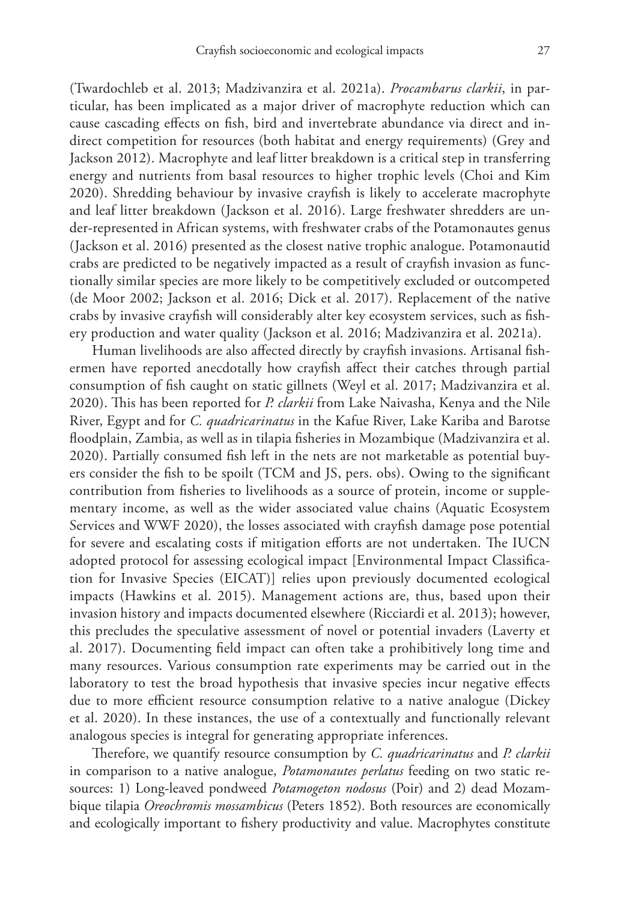(Twardochleb et al. 2013; Madzivanzira et al. 2021a). *Procambarus clarkii*, in particular, has been implicated as a major driver of macrophyte reduction which can cause cascading effects on fish, bird and invertebrate abundance via direct and indirect competition for resources (both habitat and energy requirements) (Grey and Jackson 2012). Macrophyte and leaf litter breakdown is a critical step in transferring energy and nutrients from basal resources to higher trophic levels (Choi and Kim 2020). Shredding behaviour by invasive crayfish is likely to accelerate macrophyte and leaf litter breakdown (Jackson et al. 2016). Large freshwater shredders are under-represented in African systems, with freshwater crabs of the Potamonautes genus (Jackson et al. 2016) presented as the closest native trophic analogue. Potamonautid crabs are predicted to be negatively impacted as a result of crayfish invasion as functionally similar species are more likely to be competitively excluded or outcompeted (de Moor 2002; Jackson et al. 2016; Dick et al. 2017). Replacement of the native crabs by invasive crayfish will considerably alter key ecosystem services, such as fishery production and water quality (Jackson et al. 2016; Madzivanzira et al. 2021a).

Human livelihoods are also affected directly by crayfish invasions. Artisanal fishermen have reported anecdotally how crayfish affect their catches through partial consumption of fish caught on static gillnets (Weyl et al. 2017; Madzivanzira et al. 2020). This has been reported for *P. clarkii* from Lake Naivasha, Kenya and the Nile River, Egypt and for *C. quadricarinatus* in the Kafue River, Lake Kariba and Barotse floodplain, Zambia, as well as in tilapia fisheries in Mozambique (Madzivanzira et al. 2020). Partially consumed fish left in the nets are not marketable as potential buyers consider the fish to be spoilt (TCM and JS, pers. obs). Owing to the significant contribution from fisheries to livelihoods as a source of protein, income or supplementary income, as well as the wider associated value chains (Aquatic Ecosystem Services and WWF 2020), the losses associated with crayfish damage pose potential for severe and escalating costs if mitigation efforts are not undertaken. The IUCN adopted protocol for assessing ecological impact [Environmental Impact Classification for Invasive Species (EICAT)] relies upon previously documented ecological impacts (Hawkins et al. 2015). Management actions are, thus, based upon their invasion history and impacts documented elsewhere (Ricciardi et al. 2013); however, this precludes the speculative assessment of novel or potential invaders (Laverty et al. 2017). Documenting field impact can often take a prohibitively long time and many resources. Various consumption rate experiments may be carried out in the laboratory to test the broad hypothesis that invasive species incur negative effects due to more efficient resource consumption relative to a native analogue (Dickey et al. 2020). In these instances, the use of a contextually and functionally relevant analogous species is integral for generating appropriate inferences.

Therefore, we quantify resource consumption by *C. quadricarinatus* and *P. clarkii* in comparison to a native analogue, *Potamonautes perlatus* feeding on two static resources: 1) Long-leaved pondweed *Potamogeton nodosus* (Poir) and 2) dead Mozambique tilapia *Oreochromis mossambicus* (Peters 1852). Both resources are economically and ecologically important to fishery productivity and value. Macrophytes constitute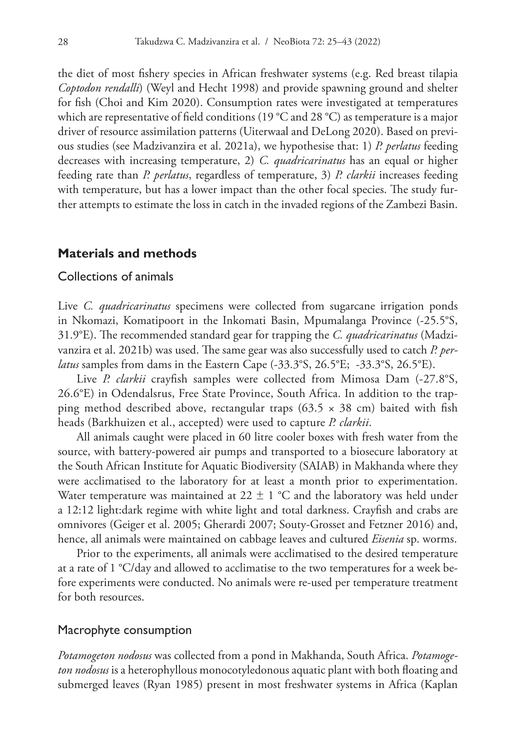the diet of most fishery species in African freshwater systems (e.g. Red breast tilapia *Coptodon rendalli*) (Weyl and Hecht 1998) and provide spawning ground and shelter for fish (Choi and Kim 2020). Consumption rates were investigated at temperatures which are representative of field conditions (19 °C and 28 °C) as temperature is a major driver of resource assimilation patterns (Uiterwaal and DeLong 2020). Based on previous studies (see Madzivanzira et al. 2021a), we hypothesise that: 1) *P. perlatus* feeding decreases with increasing temperature, 2) *C. quadricarinatus* has an equal or higher feeding rate than *P. perlatus*, regardless of temperature, 3) *P. clarkii* increases feeding with temperature, but has a lower impact than the other focal species. The study further attempts to estimate the loss in catch in the invaded regions of the Zambezi Basin.

## Materials and methods

### Collections of animals

Live *C. quadricarinatus* specimens were collected from sugarcane irrigation ponds in Nkomazi, Komatipoort in the Inkomati Basin, Mpumalanga Province (-25.5°S, 31.9°E). The recommended standard gear for trapping the *C. quadricarinatus* (Madzivanzira et al. 2021b) was used. The same gear was also successfully used to catch *P. perlatus* samples from dams in the Eastern Cape (-33.3°S, 26.5°E; -33.3°S, 26.5°E).

Live *P. clarkii* crayfish samples were collected from Mimosa Dam (-27.8°S, 26.6°E) in Odendalsrus, Free State Province, South Africa. In addition to the trapping method described above, rectangular traps (63.5 × 38 cm) baited with fish heads (Barkhuizen et al., accepted) were used to capture *P. clarkii*.

All animals caught were placed in 60 litre cooler boxes with fresh water from the source, with battery-powered air pumps and transported to a biosecure laboratory at the South African Institute for Aquatic Biodiversity (SAIAB) in Makhanda where they were acclimatised to the laboratory for at least a month prior to experimentation. Water temperature was maintained at 22 ± 1 °C and the laboratory was held under a 12:12 light:dark regime with white light and total darkness. Crayfish and crabs are omnivores (Geiger et al. 2005; Gherardi 2007; Souty-Grosset and Fetzner 2016) and, hence, all animals were maintained on cabbage leaves and cultured *Eisenia* sp. worms.

Prior to the experiments, all animals were acclimatised to the desired temperature at a rate of 1 °C/day and allowed to acclimatise to the two temperatures for a week before experiments were conducted. No animals were re-used per temperature treatment for both resources.

### Macrophyte consumption

*Potamogeton nodosus* was collected from a pond in Makhanda, South Africa. *Potamogeton nodosus* is a heterophyllous monocotyledonous aquatic plant with both floating and submerged leaves (Ryan 1985) present in most freshwater systems in Africa (Kaplan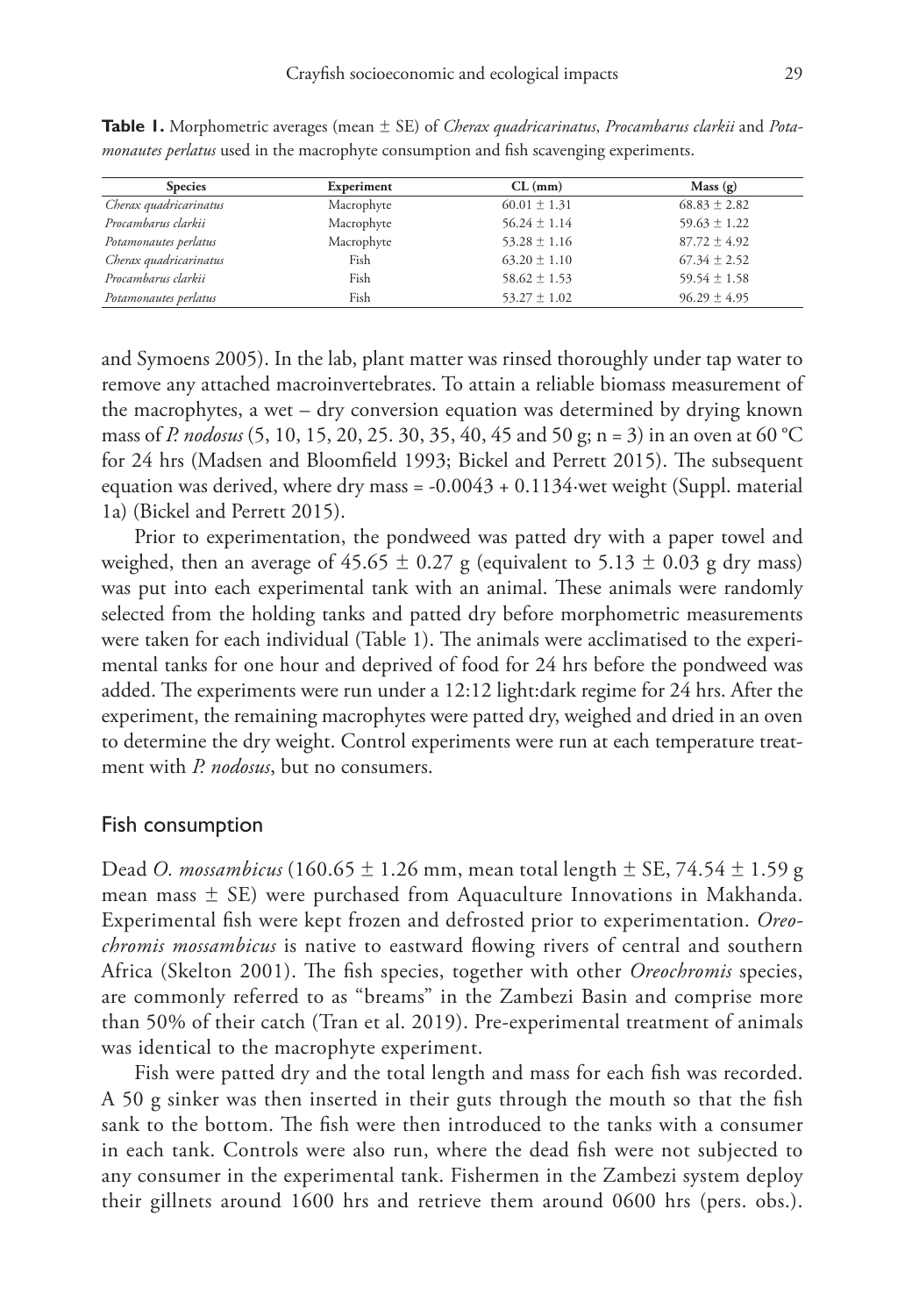**Table 1.** Morphometric averages (mean ± SE) of *Cherax quadricarinatus*, *Procambarus clarkii* and *Potamonautes perlatus* used in the macrophyte consumption and fish scavenging experiments.

| Species | Experiment | CL (mm) | Mass (g) |
|---|---|---|---|
| *Cherax quadricarinatus* | Macrophyte | 60.01 ± 1.31 | 68.83 ± 2.82 |
| *Procambarus clarkii* | Macrophyte | 56.24 ± 1.14 | 59.63 ± 1.22 |
| *Potamonautes perlatus* | Macrophyte | 53.28 ± 1.16 | 87.72 ± 4.92 |
| *Cherax quadricarinatus* | Fish | 63.20 ± 1.10 | 67.34 ± 2.52 |
| *Procambarus clarkii* | Fish | 58.62 ± 1.53 | 59.54 ± 1.58 |
| *Potamonautes perlatus* | Fish | 53.27 ± 1.02 | 96.29 ± 4.95 |

and Symoens 2005). In the lab, plant matter was rinsed thoroughly under tap water to remove any attached macroinvertebrates. To attain a reliable biomass measurement of the macrophytes, a wet – dry conversion equation was determined by drying known mass of *P. nodosus* (5, 10, 15, 20, 25. 30, 35, 40, 45 and 50 g; n = 3) in an oven at 60 °C for 24 hrs (Madsen and Bloomfield 1993; Bickel and Perrett 2015). The subsequent equation was derived, where dry mass = -0.0043 + 0.1134·wet weight (Suppl. material 1a) (Bickel and Perrett 2015).

Prior to experimentation, the pondweed was patted dry with a paper towel and weighed, then an average of 45.65 ± 0.27 g (equivalent to 5.13 ± 0.03 g dry mass) was put into each experimental tank with an animal. These animals were randomly selected from the holding tanks and patted dry before morphometric measurements were taken for each individual (Table 1). The animals were acclimatised to the experimental tanks for one hour and deprived of food for 24 hrs before the pondweed was added. The experiments were run under a 12:12 light:dark regime for 24 hrs. After the experiment, the remaining macrophytes were patted dry, weighed and dried in an oven to determine the dry weight. Control experiments were run at each temperature treatment with *P. nodosus*, but no consumers.

## Fish consumption

Dead *O. mossambicus* (160.65 ± 1.26 mm, mean total length ± SE, 74.54 ± 1.59 g mean mass ± SE) were purchased from Aquaculture Innovations in Makhanda. Experimental fish were kept frozen and defrosted prior to experimentation. *Oreochromis mossambicus* is native to eastward flowing rivers of central and southern Africa (Skelton 2001). The fish species, together with other *Oreochromis* species, are commonly referred to as "breams" in the Zambezi Basin and comprise more than 50% of their catch (Tran et al. 2019). Pre-experimental treatment of animals was identical to the macrophyte experiment.

Fish were patted dry and the total length and mass for each fish was recorded. A 50 g sinker was then inserted in their guts through the mouth so that the fish sank to the bottom. The fish were then introduced to the tanks with a consumer in each tank. Controls were also run, where the dead fish were not subjected to any consumer in the experimental tank. Fishermen in the Zambezi system deploy their gillnets around 1600 hrs and retrieve them around 0600 hrs (pers. obs.).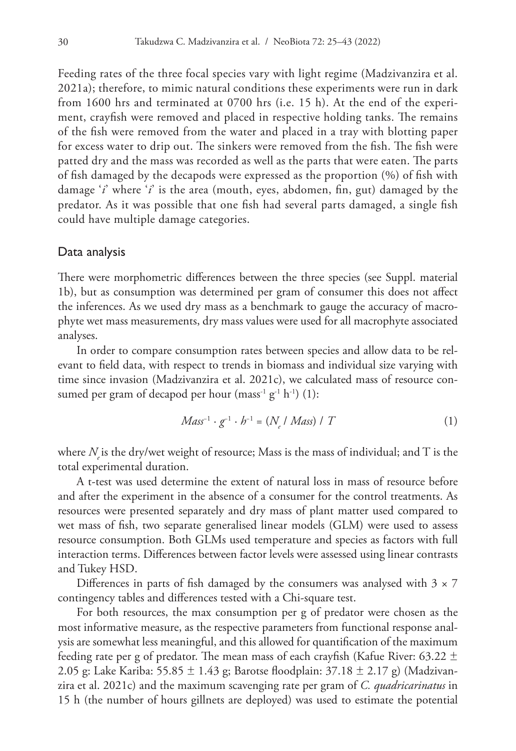Feeding rates of the three focal species vary with light regime (Madzivanzira et al. 2021a); therefore, to mimic natural conditions these experiments were run in dark from 1600 hrs and terminated at 0700 hrs (i.e. 15 h). At the end of the experiment, crayfish were removed and placed in respective holding tanks. The remains of the fish were removed from the water and placed in a tray with blotting paper for excess water to drip out. The sinkers were removed from the fish. The fish were patted dry and the mass was recorded as well as the parts that were eaten. The parts of fish damaged by the decapods were expressed as the proportion (%) of fish with damage '*i*' where '*i*' is the area (mouth, eyes, abdomen, fin, gut) damaged by the predator. As it was possible that one fish had several parts damaged, a single fish could have multiple damage categories.

## Data analysis

There were morphometric differences between the three species (see Suppl. material 1b), but as consumption was determined per gram of consumer this does not affect the inferences. As we used dry mass as a benchmark to gauge the accuracy of macrophyte wet mass measurements, dry mass values were used for all macrophyte associated analyses.

In order to compare consumption rates between species and allow data to be relevant to field data, with respect to trends in biomass and individual size varying with time since invasion (Madzivanzira et al. 2021c), we calculated mass of resource consumed per gram of decapod per hour ($mass^{-1}\ g^{-1}\ h^{-1}$) (1):

$$Mass^{-1} \cdot g^{-1} \cdot h^{-1} = (N_e / Mass) / T \qquad (1)$$

where $N_e$ is the dry/wet weight of resource; Mass is the mass of individual; and T is the total experimental duration.

A t-test was used determine the extent of natural loss in mass of resource before and after the experiment in the absence of a consumer for the control treatments. As resources were presented separately and dry mass of plant matter used compared to wet mass of fish, two separate generalised linear models (GLM) were used to assess resource consumption. Both GLMs used temperature and species as factors with full interaction terms. Differences between factor levels were assessed using linear contrasts and Tukey HSD.

Differences in parts of fish damaged by the consumers was analysed with $3 \times 7$ contingency tables and differences tested with a Chi-square test.

For both resources, the max consumption per g of predator were chosen as the most informative measure, as the respective parameters from functional response analysis are somewhat less meaningful, and this allowed for quantification of the maximum feeding rate per g of predator. The mean mass of each crayfish (Kafue River: 63.22 ± 2.05 g: Lake Kariba: 55.85 ± 1.43 g; Barotse floodplain: 37.18 ± 2.17 g) (Madzivanzira et al. 2021c) and the maximum scavenging rate per gram of *C. quadricarinatus* in 15 h (the number of hours gillnets are deployed) was used to estimate the potential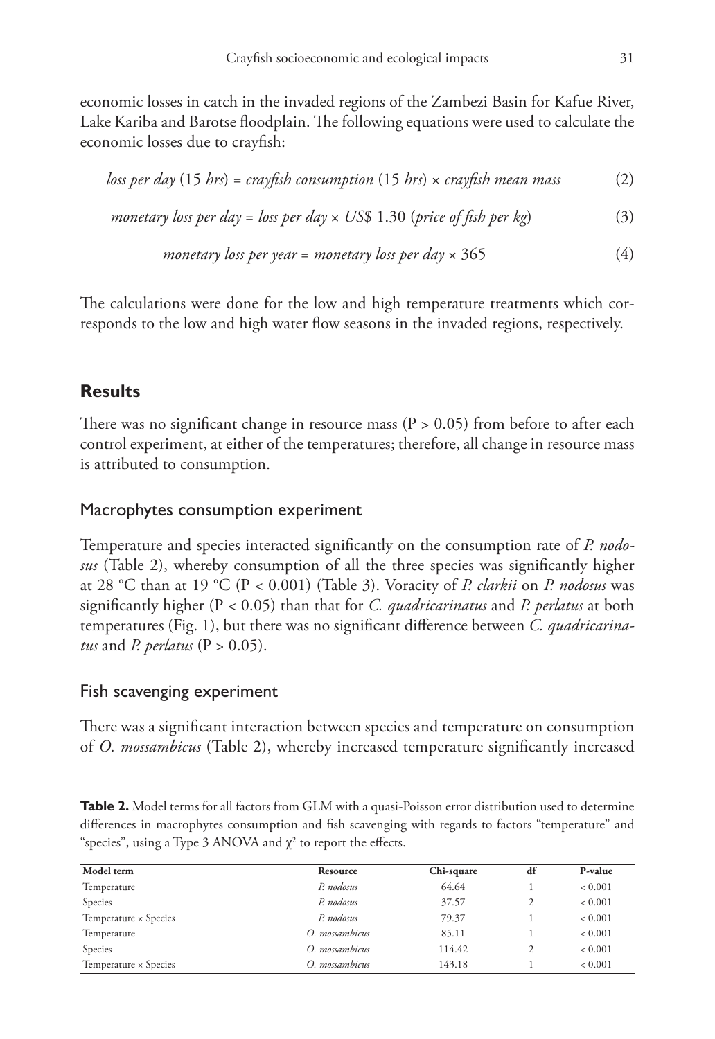economic losses in catch in the invaded regions of the Zambezi Basin for Kafue River, Lake Kariba and Barotse floodplain. The following equations were used to calculate the economic losses due to crayfish:

$$\textit{loss per day}\ (15\ \textit{hrs}) = \textit{crayfish consumption}\ (15\ \textit{hrs}) \times \textit{crayfish mean mass} \tag{2}$$

$$\textit{monetary loss per day} = \textit{loss per day} \times \textit{US\$}\ 1.30\ (\textit{price of fish per kg}) \tag{3}$$

$$\textit{monetary loss per year} = \textit{monetary loss per day} \times 365 \tag{4}$$

The calculations were done for the low and high temperature treatments which corresponds to the low and high water flow seasons in the invaded regions, respectively.

## Results

There was no significant change in resource mass ($P > 0.05$) from before to after each control experiment, at either of the temperatures; therefore, all change in resource mass is attributed to consumption.

### Macrophytes consumption experiment

Temperature and species interacted significantly on the consumption rate of *P. nodosus* (Table 2), whereby consumption of all the three species was significantly higher at 28 °C than at 19 °C ($P < 0.001$) (Table 3). Voracity of *P. clarkii* on *P. nodosus* was significantly higher ($P < 0.05$) than that for *C. quadricarinatus* and *P. perlatus* at both temperatures (Fig. 1), but there was no significant difference between *C. quadricarinatus* and *P. perlatus* ($P > 0.05$).

### Fish scavenging experiment

There was a significant interaction between species and temperature on consumption of *O. mossambicus* (Table 2), whereby increased temperature significantly increased

**Table 2.** Model terms for all factors from GLM with a quasi-Poisson error distribution used to determine differences in macrophytes consumption and fish scavenging with regards to factors "temperature" and "species", using a Type 3 ANOVA and $\chi^2$ to report the effects.

| Model term | Resource | Chi-square | df | P-value |
|---|---|---|---|---|
| Temperature | *P. nodosus* | 64.64 | 1 | < 0.001 |
| Species | *P. nodosus* | 37.57 | 2 | < 0.001 |
| Temperature × Species | *P. nodosus* | 79.37 | 1 | < 0.001 |
| Temperature | *O. mossambicus* | 85.11 | 1 | < 0.001 |
| Species | *O. mossambicus* | 114.42 | 2 | < 0.001 |
| Temperature × Species | *O. mossambicus* | 143.18 | 1 | < 0.001 |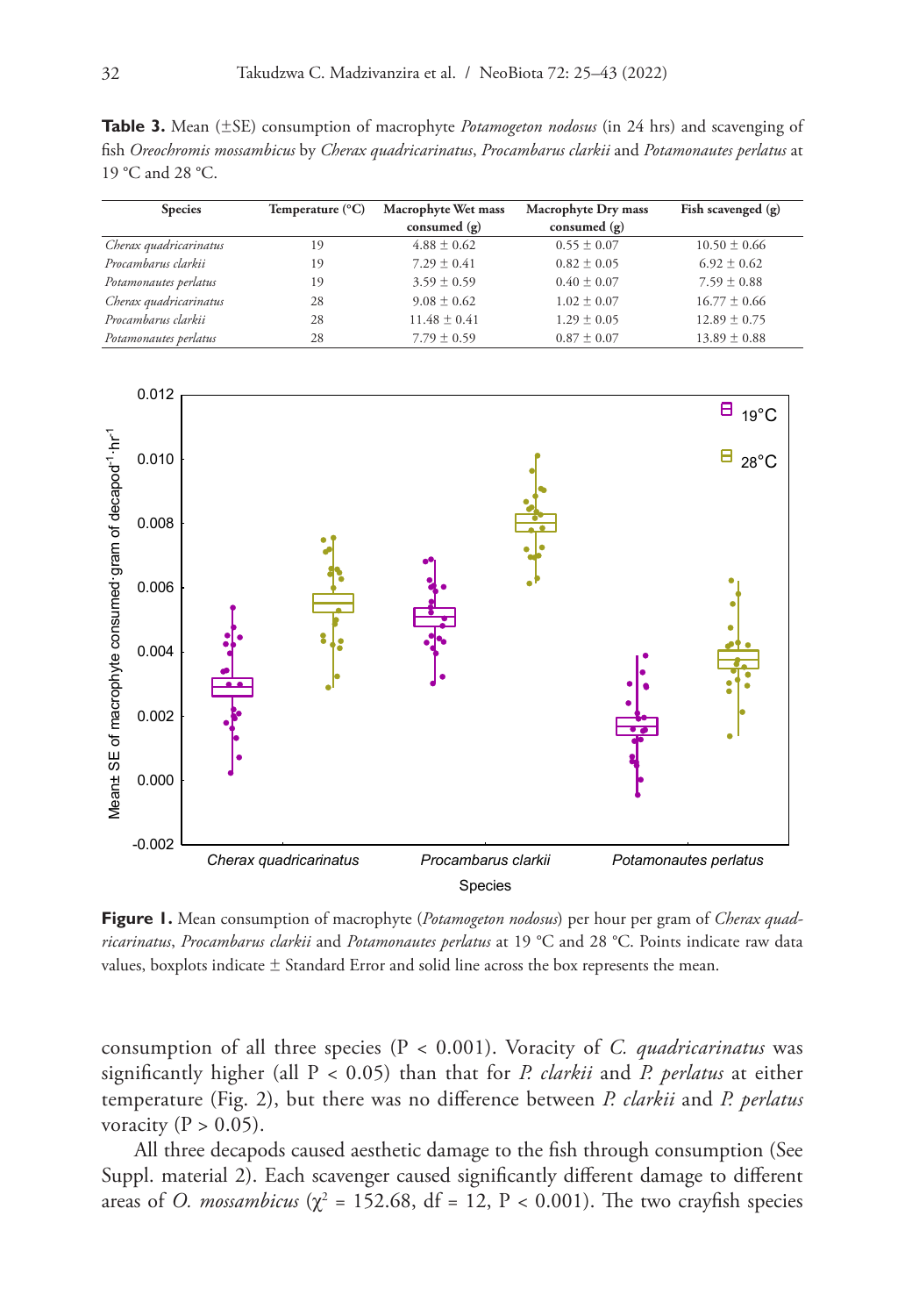**Table 3.** Mean (±SE) consumption of macrophyte *Potamogeton nodosus* (in 24 hrs) and scavenging of fish *Oreochromis mossambicus* by *Cherax quadricarinatus*, *Procambarus clarkii* and *Potamonautes perlatus* at 19 °C and 28 °C.

| Species | Temperature (°C) | Macrophyte Wet mass consumed (g) | Macrophyte Dry mass consumed (g) | Fish scavenged (g) |
|---|---|---|---|---|
| *Cherax quadricarinatus* | 19 | 4.88 ± 0.62 | 0.55 ± 0.07 | 10.50 ± 0.66 |
| *Procambarus clarkii* | 19 | 7.29 ± 0.41 | 0.82 ± 0.05 | 6.92 ± 0.62 |
| *Potamonautes perlatus* | 19 | 3.59 ± 0.59 | 0.40 ± 0.07 | 7.59 ± 0.88 |
| *Cherax quadricarinatus* | 28 | 9.08 ± 0.62 | 1.02 ± 0.07 | 16.77 ± 0.66 |
| *Procambarus clarkii* | 28 | 11.48 ± 0.41 | 1.29 ± 0.05 | 12.89 ± 0.75 |
| *Potamonautes perlatus* | 28 | 7.79 ± 0.59 | 0.87 ± 0.07 | 13.89 ± 0.88 |

**Figure 1.** Mean consumption of macrophyte (*Potamogeton nodosus*) per hour per gram of *Cherax quadricarinatus*, *Procambarus clarkii* and *Potamonautes perlatus* at 19 °C and 28 °C. Points indicate raw data values, boxplots indicate ± Standard Error and solid line across the box represents the mean.

consumption of all three species ($P < 0.001$). Voracity of *C. quadricarinatus* was significantly higher (all $P < 0.05$) than that for *P. clarkii* and *P. perlatus* at either temperature (Fig. 2), but there was no difference between *P. clarkii* and *P. perlatus* voracity ($P > 0.05$).

All three decapods caused aesthetic damage to the fish through consumption (See Suppl. material 2). Each scavenger caused significantly different damage to different areas of *O. mossambicus* ($\chi^2 = 152.68$, df = 12, $P < 0.001$). The two crayfish species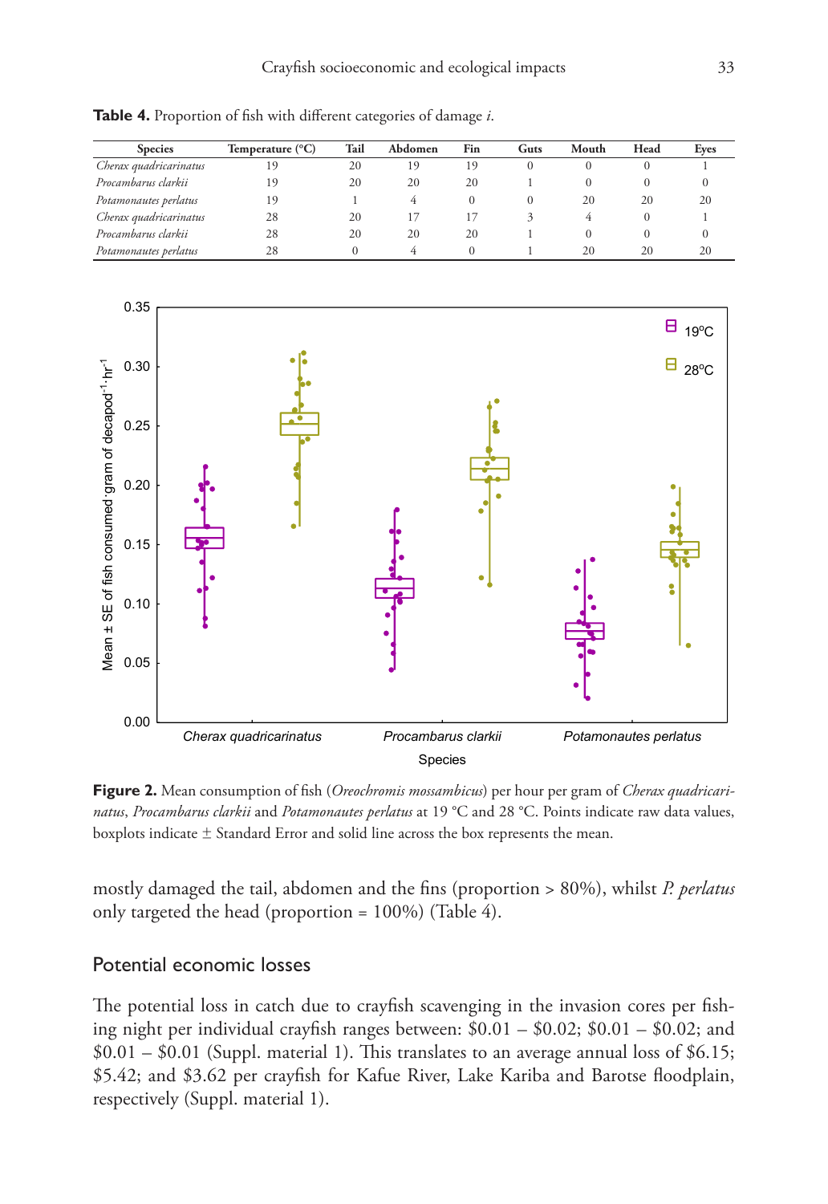**Table 4.** Proportion of fish with different categories of damage *i*.

| Species | Temperature (°C) | Tail | Abdomen | Fin | Guts | Mouth | Head | Eyes |
|---|---|---|---|---|---|---|---|---|
| *Cherax quadricarinatus* | 19 | 20 | 19 | 19 | 0 | 0 | 0 | 1 |
| *Procambarus clarkii* | 19 | 20 | 20 | 20 | 1 | 0 | 0 | 0 |
| *Potamonautes perlatus* | 19 | 1 | 4 | 0 | 0 | 20 | 20 | 20 |
| *Cherax quadricarinatus* | 28 | 20 | 17 | 17 | 3 | 4 | 0 | 1 |
| *Procambarus clarkii* | 28 | 20 | 20 | 20 | 1 | 0 | 0 | 0 |
| *Potamonautes perlatus* | 28 | 0 | 4 | 0 | 1 | 20 | 20 | 20 |

**Figure 2.** Mean consumption of fish (*Oreochromis mossambicus*) per hour per gram of *Cherax quadricarinatus*, *Procambarus clarkii* and *Potamonautes perlatus* at 19 °C and 28 °C. Points indicate raw data values, boxplots indicate ± Standard Error and solid line across the box represents the mean.

mostly damaged the tail, abdomen and the fins (proportion > 80%), whilst *P. perlatus* only targeted the head (proportion = 100%) (Table 4).

## Potential economic losses

The potential loss in catch due to crayfish scavenging in the invasion cores per fishing night per individual crayfish ranges between: \$0.01 – \$0.02; \$0.01 – \$0.02; and \$0.01 – \$0.01 (Suppl. material 1). This translates to an average annual loss of \$6.15; \$5.42; and \$3.62 per crayfish for Kafue River, Lake Kariba and Barotse floodplain, respectively (Suppl. material 1).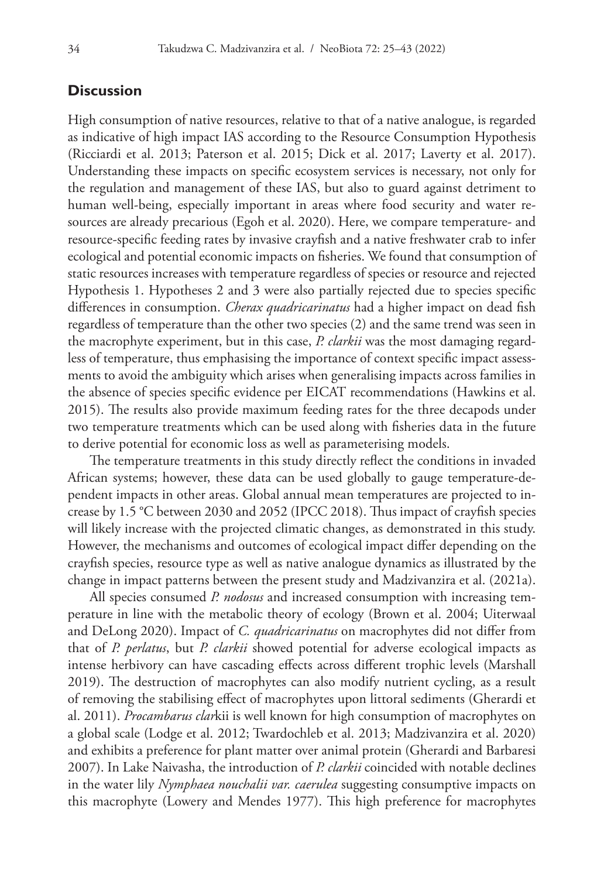## Discussion

High consumption of native resources, relative to that of a native analogue, is regarded as indicative of high impact IAS according to the Resource Consumption Hypothesis (Ricciardi et al. 2013; Paterson et al. 2015; Dick et al. 2017; Laverty et al. 2017). Understanding these impacts on specific ecosystem services is necessary, not only for the regulation and management of these IAS, but also to guard against detriment to human well-being, especially important in areas where food security and water resources are already precarious (Egoh et al. 2020). Here, we compare temperature- and resource-specific feeding rates by invasive crayfish and a native freshwater crab to infer ecological and potential economic impacts on fisheries. We found that consumption of static resources increases with temperature regardless of species or resource and rejected Hypothesis 1. Hypotheses 2 and 3 were also partially rejected due to species specific differences in consumption. *Cherax quadricarinatus* had a higher impact on dead fish regardless of temperature than the other two species (2) and the same trend was seen in the macrophyte experiment, but in this case, *P. clarkii* was the most damaging regardless of temperature, thus emphasising the importance of context specific impact assessments to avoid the ambiguity which arises when generalising impacts across families in the absence of species specific evidence per EICAT recommendations (Hawkins et al. 2015). The results also provide maximum feeding rates for the three decapods under two temperature treatments which can be used along with fisheries data in the future to derive potential for economic loss as well as parameterising models.

The temperature treatments in this study directly reflect the conditions in invaded African systems; however, these data can be used globally to gauge temperature-dependent impacts in other areas. Global annual mean temperatures are projected to increase by 1.5 °C between 2030 and 2052 (IPCC 2018). Thus impact of crayfish species will likely increase with the projected climatic changes, as demonstrated in this study. However, the mechanisms and outcomes of ecological impact differ depending on the crayfish species, resource type as well as native analogue dynamics as illustrated by the change in impact patterns between the present study and Madzivanzira et al. (2021a).

All species consumed *P. nodosus* and increased consumption with increasing temperature in line with the metabolic theory of ecology (Brown et al. 2004; Uiterwaal and DeLong 2020). Impact of *C. quadricarinatus* on macrophytes did not differ from that of *P. perlatus*, but *P. clarkii* showed potential for adverse ecological impacts as intense herbivory can have cascading effects across different trophic levels (Marshall 2019). The destruction of macrophytes can also modify nutrient cycling, as a result of removing the stabilising effect of macrophytes upon littoral sediments (Gherardi et al. 2011). *Procambarus clar*kii is well known for high consumption of macrophytes on a global scale (Lodge et al. 2012; Twardochleb et al. 2013; Madzivanzira et al. 2020) and exhibits a preference for plant matter over animal protein (Gherardi and Barbaresi 2007). In Lake Naivasha, the introduction of *P. clarkii* coincided with notable declines in the water lily *Nymphaea nouchalii var. caerulea* suggesting consumptive impacts on this macrophyte (Lowery and Mendes 1977). This high preference for macrophytes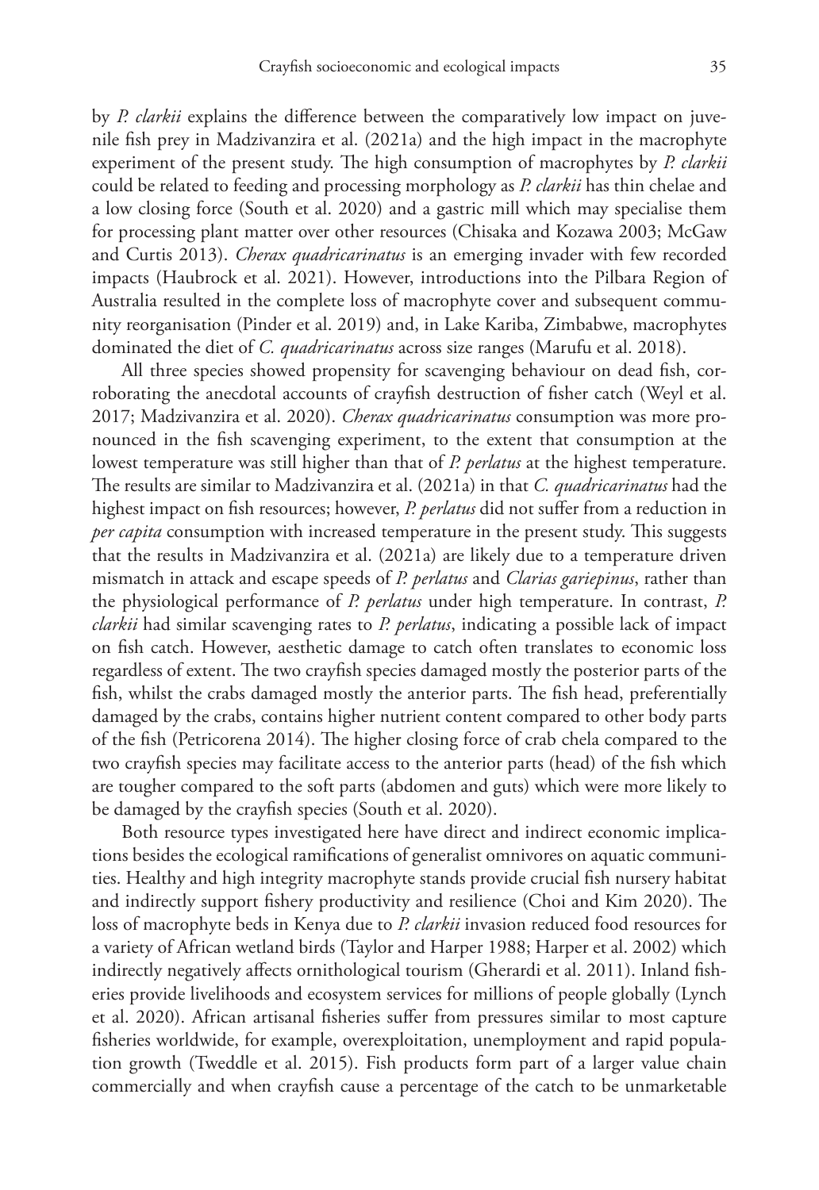by *P. clarkii* explains the difference between the comparatively low impact on juvenile fish prey in Madzivanzira et al. (2021a) and the high impact in the macrophyte experiment of the present study. The high consumption of macrophytes by *P. clarkii* could be related to feeding and processing morphology as *P. clarkii* has thin chelae and a low closing force (South et al. 2020) and a gastric mill which may specialise them for processing plant matter over other resources (Chisaka and Kozawa 2003; McGaw and Curtis 2013). *Cherax quadricarinatus* is an emerging invader with few recorded impacts (Haubrock et al. 2021). However, introductions into the Pilbara Region of Australia resulted in the complete loss of macrophyte cover and subsequent community reorganisation (Pinder et al. 2019) and, in Lake Kariba, Zimbabwe, macrophytes dominated the diet of *C. quadricarinatus* across size ranges (Marufu et al. 2018).

All three species showed propensity for scavenging behaviour on dead fish, corroborating the anecdotal accounts of crayfish destruction of fisher catch (Weyl et al. 2017; Madzivanzira et al. 2020). *Cherax quadricarinatus* consumption was more pronounced in the fish scavenging experiment, to the extent that consumption at the lowest temperature was still higher than that of *P. perlatus* at the highest temperature. The results are similar to Madzivanzira et al. (2021a) in that *C. quadricarinatus* had the highest impact on fish resources; however, *P. perlatus* did not suffer from a reduction in *per capita* consumption with increased temperature in the present study. This suggests that the results in Madzivanzira et al. (2021a) are likely due to a temperature driven mismatch in attack and escape speeds of *P. perlatus* and *Clarias gariepinus*, rather than the physiological performance of *P. perlatus* under high temperature. In contrast, *P. clarkii* had similar scavenging rates to *P. perlatus*, indicating a possible lack of impact on fish catch. However, aesthetic damage to catch often translates to economic loss regardless of extent. The two crayfish species damaged mostly the posterior parts of the fish, whilst the crabs damaged mostly the anterior parts. The fish head, preferentially damaged by the crabs, contains higher nutrient content compared to other body parts of the fish (Petricorena 2014). The higher closing force of crab chela compared to the two crayfish species may facilitate access to the anterior parts (head) of the fish which are tougher compared to the soft parts (abdomen and guts) which were more likely to be damaged by the crayfish species (South et al. 2020).

Both resource types investigated here have direct and indirect economic implications besides the ecological ramifications of generalist omnivores on aquatic communities. Healthy and high integrity macrophyte stands provide crucial fish nursery habitat and indirectly support fishery productivity and resilience (Choi and Kim 2020). The loss of macrophyte beds in Kenya due to *P. clarkii* invasion reduced food resources for a variety of African wetland birds (Taylor and Harper 1988; Harper et al. 2002) which indirectly negatively affects ornithological tourism (Gherardi et al. 2011). Inland fisheries provide livelihoods and ecosystem services for millions of people globally (Lynch et al. 2020). African artisanal fisheries suffer from pressures similar to most capture fisheries worldwide, for example, overexploitation, unemployment and rapid population growth (Tweddle et al. 2015). Fish products form part of a larger value chain commercially and when crayfish cause a percentage of the catch to be unmarketable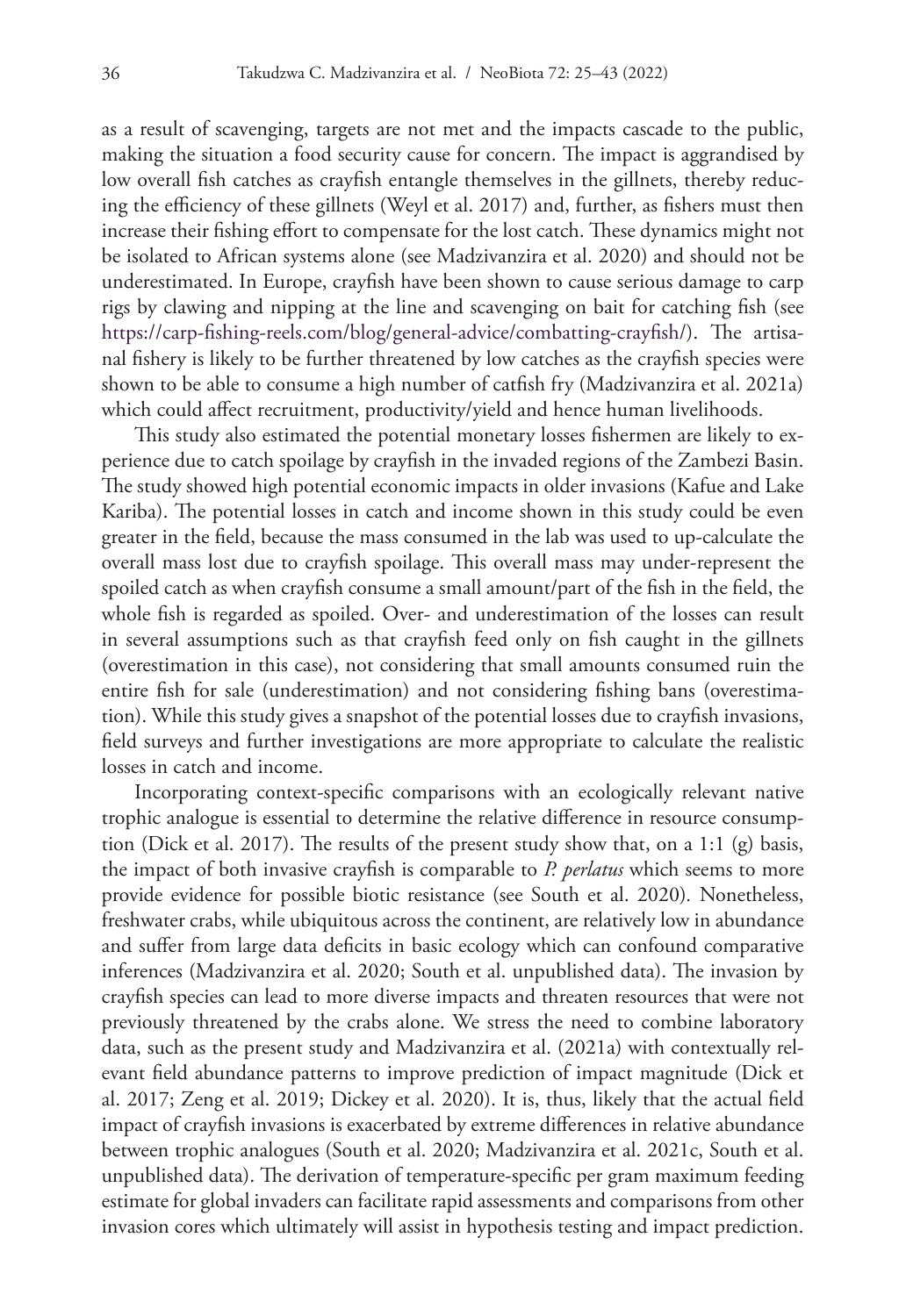as a result of scavenging, targets are not met and the impacts cascade to the public, making the situation a food security cause for concern. The impact is aggrandised by low overall fish catches as crayfish entangle themselves in the gillnets, thereby reducing the efficiency of these gillnets (Weyl et al. 2017) and, further, as fishers must then increase their fishing effort to compensate for the lost catch. These dynamics might not be isolated to African systems alone (see Madzivanzira et al. 2020) and should not be underestimated. In Europe, crayfish have been shown to cause serious damage to carp rigs by clawing and nipping at the line and scavenging on bait for catching fish (see https://carp-fishing-reels.com/blog/general-advice/combatting-crayfish/). The artisanal fishery is likely to be further threatened by low catches as the crayfish species were shown to be able to consume a high number of catfish fry (Madzivanzira et al. 2021a) which could affect recruitment, productivity/yield and hence human livelihoods.

This study also estimated the potential monetary losses fishermen are likely to experience due to catch spoilage by crayfish in the invaded regions of the Zambezi Basin. The study showed high potential economic impacts in older invasions (Kafue and Lake Kariba). The potential losses in catch and income shown in this study could be even greater in the field, because the mass consumed in the lab was used to up-calculate the overall mass lost due to crayfish spoilage. This overall mass may under-represent the spoiled catch as when crayfish consume a small amount/part of the fish in the field, the whole fish is regarded as spoiled. Over- and underestimation of the losses can result in several assumptions such as that crayfish feed only on fish caught in the gillnets (overestimation in this case), not considering that small amounts consumed ruin the entire fish for sale (underestimation) and not considering fishing bans (overestimation). While this study gives a snapshot of the potential losses due to crayfish invasions, field surveys and further investigations are more appropriate to calculate the realistic losses in catch and income.

Incorporating context-specific comparisons with an ecologically relevant native trophic analogue is essential to determine the relative difference in resource consumption (Dick et al. 2017). The results of the present study show that, on a 1:1 (g) basis, the impact of both invasive crayfish is comparable to *P. perlatus* which seems to more provide evidence for possible biotic resistance (see South et al. 2020). Nonetheless, freshwater crabs, while ubiquitous across the continent, are relatively low in abundance and suffer from large data deficits in basic ecology which can confound comparative inferences (Madzivanzira et al. 2020; South et al. unpublished data). The invasion by crayfish species can lead to more diverse impacts and threaten resources that were not previously threatened by the crabs alone. We stress the need to combine laboratory data, such as the present study and Madzivanzira et al. (2021a) with contextually relevant field abundance patterns to improve prediction of impact magnitude (Dick et al. 2017; Zeng et al. 2019; Dickey et al. 2020). It is, thus, likely that the actual field impact of crayfish invasions is exacerbated by extreme differences in relative abundance between trophic analogues (South et al. 2020; Madzivanzira et al. 2021c, South et al. unpublished data). The derivation of temperature-specific per gram maximum feeding estimate for global invaders can facilitate rapid assessments and comparisons from other invasion cores which ultimately will assist in hypothesis testing and impact prediction.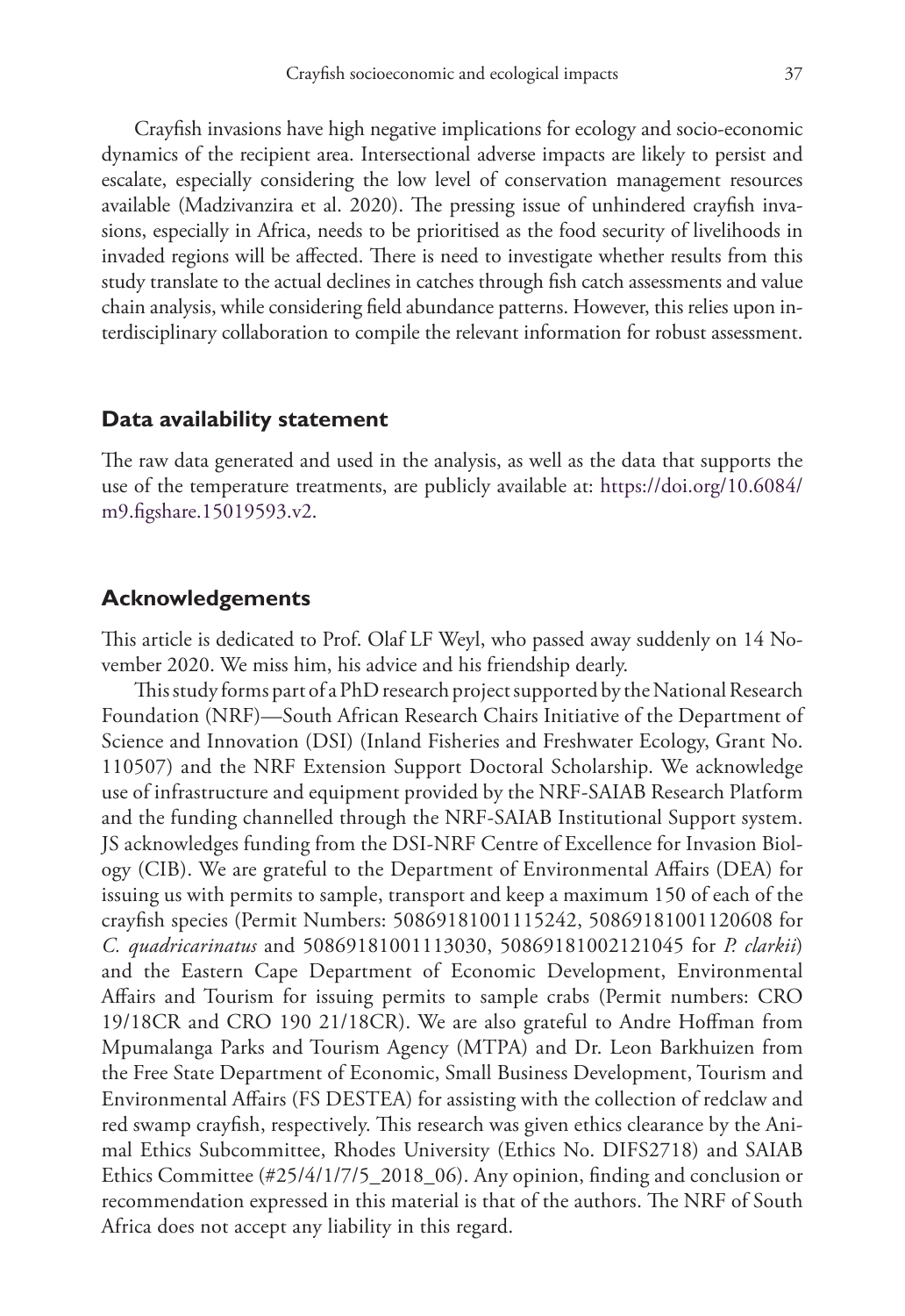Crayfish invasions have high negative implications for ecology and socio-economic dynamics of the recipient area. Intersectional adverse impacts are likely to persist and escalate, especially considering the low level of conservation management resources available (Madzivanzira et al. 2020). The pressing issue of unhindered crayfish invasions, especially in Africa, needs to be prioritised as the food security of livelihoods in invaded regions will be affected. There is need to investigate whether results from this study translate to the actual declines in catches through fish catch assessments and value chain analysis, while considering field abundance patterns. However, this relies upon interdisciplinary collaboration to compile the relevant information for robust assessment.

## Data availability statement

The raw data generated and used in the analysis, as well as the data that supports the use of the temperature treatments, are publicly available at: https://doi.org/10.6084/m9.figshare.15019593.v2.

## Acknowledgements

This article is dedicated to Prof. Olaf LF Weyl, who passed away suddenly on 14 November 2020. We miss him, his advice and his friendship dearly.

This study forms part of a PhD research project supported by the National Research Foundation (NRF)—South African Research Chairs Initiative of the Department of Science and Innovation (DSI) (Inland Fisheries and Freshwater Ecology, Grant No. 110507) and the NRF Extension Support Doctoral Scholarship. We acknowledge use of infrastructure and equipment provided by the NRF-SAIAB Research Platform and the funding channelled through the NRF-SAIAB Institutional Support system. JS acknowledges funding from the DSI-NRF Centre of Excellence for Invasion Biology (CIB). We are grateful to the Department of Environmental Affairs (DEA) for issuing us with permits to sample, transport and keep a maximum 150 of each of the crayfish species (Permit Numbers: 50869181001115242, 50869181001120608 for *C. quadricarinatus* and 50869181001113030, 50869181002121045 for *P. clarkii*) and the Eastern Cape Department of Economic Development, Environmental Affairs and Tourism for issuing permits to sample crabs (Permit numbers: CRO 19/18CR and CRO 190 21/18CR). We are also grateful to Andre Hoffman from Mpumalanga Parks and Tourism Agency (MTPA) and Dr. Leon Barkhuizen from the Free State Department of Economic, Small Business Development, Tourism and Environmental Affairs (FS DESTEA) for assisting with the collection of redclaw and red swamp crayfish, respectively. This research was given ethics clearance by the Animal Ethics Subcommittee, Rhodes University (Ethics No. DIFS2718) and SAIAB Ethics Committee (#25/4/1/7/5_2018_06). Any opinion, finding and conclusion or recommendation expressed in this material is that of the authors. The NRF of South Africa does not accept any liability in this regard.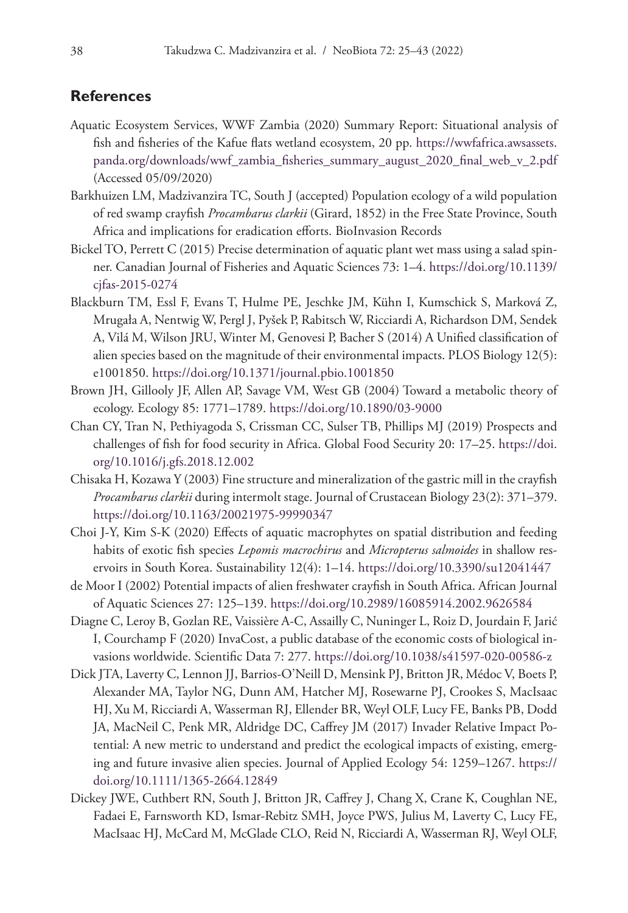## References

Aquatic Ecosystem Services, WWF Zambia (2020) Summary Report: Situational analysis of fish and fisheries of the Kafue flats wetland ecosystem, 20 pp. https://wwfafrica.awsassets.panda.org/downloads/wwf_zambia_fisheries_summary_august_2020_final_web_v_2.pdf (Accessed 05/09/2020)

Barkhuizen LM, Madzivanzira TC, South J (accepted) Population ecology of a wild population of red swamp crayfish *Procambarus clarkii* (Girard, 1852) in the Free State Province, South Africa and implications for eradication efforts. BioInvasion Records

Bickel TO, Perrett C (2015) Precise determination of aquatic plant wet mass using a salad spinner. Canadian Journal of Fisheries and Aquatic Sciences 73: 1–4. https://doi.org/10.1139/cjfas-2015-0274

Blackburn TM, Essl F, Evans T, Hulme PE, Jeschke JM, Kühn I, Kumschick S, Marková Z, Mrugała A, Nentwig W, Pergl J, Pyšek P, Rabitsch W, Ricciardi A, Richardson DM, Sendek A, Vilá M, Wilson JRU, Winter M, Genovesi P, Bacher S (2014) A Unified classification of alien species based on the magnitude of their environmental impacts. PLOS Biology 12(5): e1001850. https://doi.org/10.1371/journal.pbio.1001850

Brown JH, Gillooly JF, Allen AP, Savage VM, West GB (2004) Toward a metabolic theory of ecology. Ecology 85: 1771–1789. https://doi.org/10.1890/03-9000

Chan CY, Tran N, Pethiyagoda S, Crissman CC, Sulser TB, Phillips MJ (2019) Prospects and challenges of fish for food security in Africa. Global Food Security 20: 17–25. https://doi.org/10.1016/j.gfs.2018.12.002

Chisaka H, Kozawa Y (2003) Fine structure and mineralization of the gastric mill in the crayfish *Procambarus clarkii* during intermolt stage. Journal of Crustacean Biology 23(2): 371–379. https://doi.org/10.1163/20021975-99990347

Choi J-Y, Kim S-K (2020) Effects of aquatic macrophytes on spatial distribution and feeding habits of exotic fish species *Lepomis macrochirus* and *Micropterus salmoides* in shallow reservoirs in South Korea. Sustainability 12(4): 1–14. https://doi.org/10.3390/su12041447

de Moor I (2002) Potential impacts of alien freshwater crayfish in South Africa. African Journal of Aquatic Sciences 27: 125–139. https://doi.org/10.2989/16085914.2002.9626584

Diagne C, Leroy B, Gozlan RE, Vaissière A-C, Assailly C, Nuninger L, Roiz D, Jourdain F, Jarić I, Courchamp F (2020) InvaCost, a public database of the economic costs of biological invasions worldwide. Scientific Data 7: 277. https://doi.org/10.1038/s41597-020-00586-z

Dick JTA, Laverty C, Lennon JJ, Barrios-O'Neill D, Mensink PJ, Britton JR, Médoc V, Boets P, Alexander MA, Taylor NG, Dunn AM, Hatcher MJ, Rosewarne PJ, Crookes S, MacIsaac HJ, Xu M, Ricciardi A, Wasserman RJ, Ellender BR, Weyl OLF, Lucy FE, Banks PB, Dodd JA, MacNeil C, Penk MR, Aldridge DC, Caffrey JM (2017) Invader Relative Impact Potential: A new metric to understand and predict the ecological impacts of existing, emerging and future invasive alien species. Journal of Applied Ecology 54: 1259–1267. https://doi.org/10.1111/1365-2664.12849

Dickey JWE, Cuthbert RN, South J, Britton JR, Caffrey J, Chang X, Crane K, Coughlan NE, Fadaei E, Farnsworth KD, Ismar-Rebitz SMH, Joyce PWS, Julius M, Laverty C, Lucy FE, MacIsaac HJ, McCard M, McGlade CLO, Reid N, Ricciardi A, Wasserman RJ, Weyl OLF,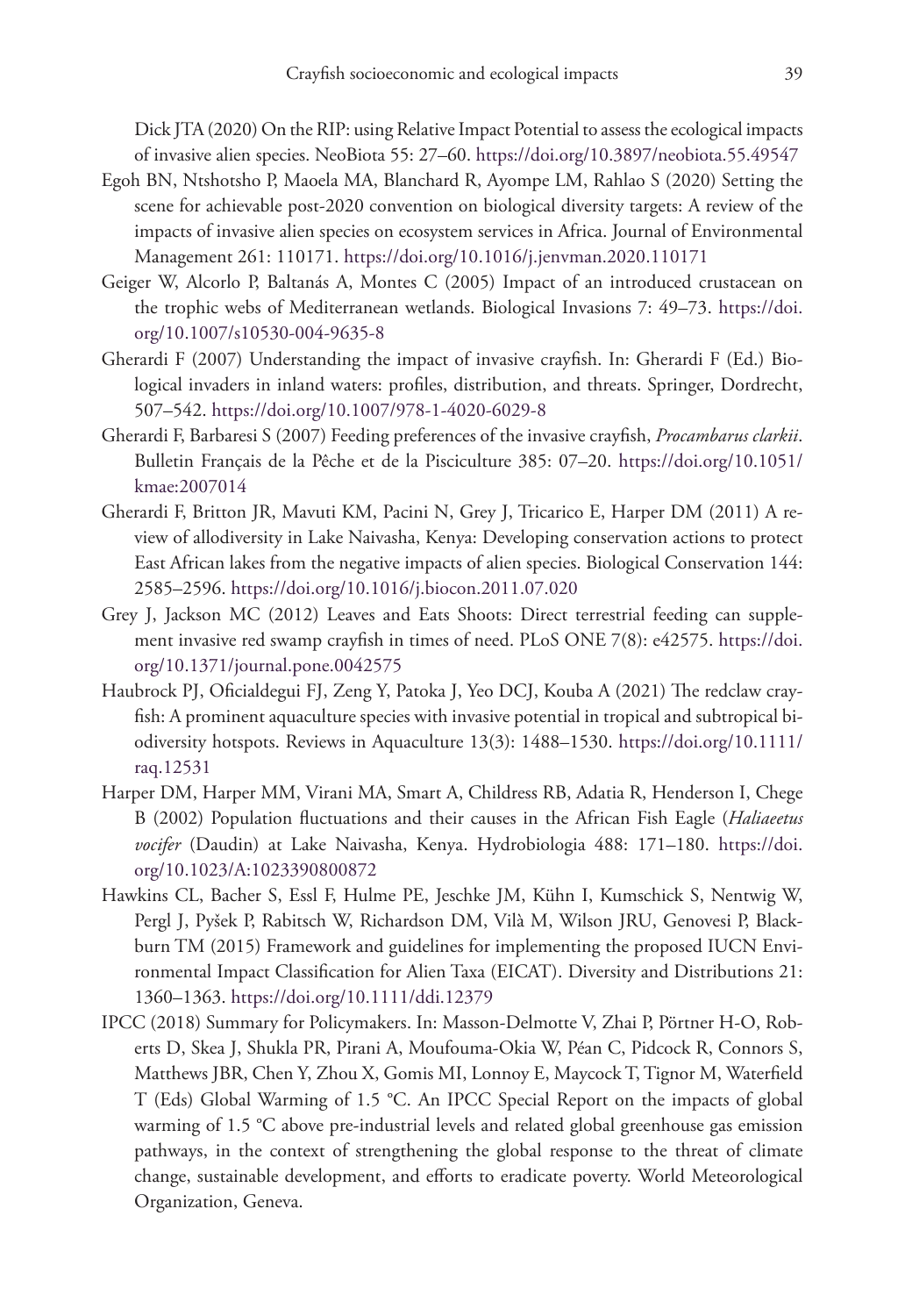Dick JTA (2020) On the RIP: using Relative Impact Potential to assess the ecological impacts of invasive alien species. NeoBiota 55: 27–60. https://doi.org/10.3897/neobiota.55.49547

Egoh BN, Ntshotsho P, Maoela MA, Blanchard R, Ayompe LM, Rahlao S (2020) Setting the scene for achievable post-2020 convention on biological diversity targets: A review of the impacts of invasive alien species on ecosystem services in Africa. Journal of Environmental Management 261: 110171. https://doi.org/10.1016/j.jenvman.2020.110171

Geiger W, Alcorlo P, Baltanás A, Montes C (2005) Impact of an introduced crustacean on the trophic webs of Mediterranean wetlands. Biological Invasions 7: 49–73. https://doi.org/10.1007/s10530-004-9635-8

Gherardi F (2007) Understanding the impact of invasive crayfish. In: Gherardi F (Ed.) Biological invaders in inland waters: profiles, distribution, and threats. Springer, Dordrecht, 507–542. https://doi.org/10.1007/978-1-4020-6029-8

Gherardi F, Barbaresi S (2007) Feeding preferences of the invasive crayfish, *Procambarus clarkii*. Bulletin Français de la Pêche et de la Pisciculture 385: 07–20. https://doi.org/10.1051/kmae:2007014

Gherardi F, Britton JR, Mavuti KM, Pacini N, Grey J, Tricarico E, Harper DM (2011) A review of allodiversity in Lake Naivasha, Kenya: Developing conservation actions to protect East African lakes from the negative impacts of alien species. Biological Conservation 144: 2585–2596. https://doi.org/10.1016/j.biocon.2011.07.020

Grey J, Jackson MC (2012) Leaves and Eats Shoots: Direct terrestrial feeding can supplement invasive red swamp crayfish in times of need. PLoS ONE 7(8): e42575. https://doi.org/10.1371/journal.pone.0042575

Haubrock PJ, Oficialdegui FJ, Zeng Y, Patoka J, Yeo DCJ, Kouba A (2021) The redclaw crayfish: A prominent aquaculture species with invasive potential in tropical and subtropical biodiversity hotspots. Reviews in Aquaculture 13(3): 1488–1530. https://doi.org/10.1111/raq.12531

Harper DM, Harper MM, Virani MA, Smart A, Childress RB, Adatia R, Henderson I, Chege B (2002) Population fluctuations and their causes in the African Fish Eagle (*Haliaeetus vocifer* (Daudin) at Lake Naivasha, Kenya. Hydrobiologia 488: 171–180. https://doi.org/10.1023/A:1023390800872

Hawkins CL, Bacher S, Essl F, Hulme PE, Jeschke JM, Kühn I, Kumschick S, Nentwig W, Pergl J, Pyšek P, Rabitsch W, Richardson DM, Vilà M, Wilson JRU, Genovesi P, Blackburn TM (2015) Framework and guidelines for implementing the proposed IUCN Environmental Impact Classification for Alien Taxa (EICAT). Diversity and Distributions 21: 1360–1363. https://doi.org/10.1111/ddi.12379

IPCC (2018) Summary for Policymakers. In: Masson-Delmotte V, Zhai P, Pörtner H-O, Roberts D, Skea J, Shukla PR, Pirani A, Moufouma-Okia W, Péan C, Pidcock R, Connors S, Matthews JBR, Chen Y, Zhou X, Gomis MI, Lonnoy E, Maycock T, Tignor M, Waterfield T (Eds) Global Warming of 1.5 °C. An IPCC Special Report on the impacts of global warming of 1.5 °C above pre-industrial levels and related global greenhouse gas emission pathways, in the context of strengthening the global response to the threat of climate change, sustainable development, and efforts to eradicate poverty. World Meteorological Organization, Geneva.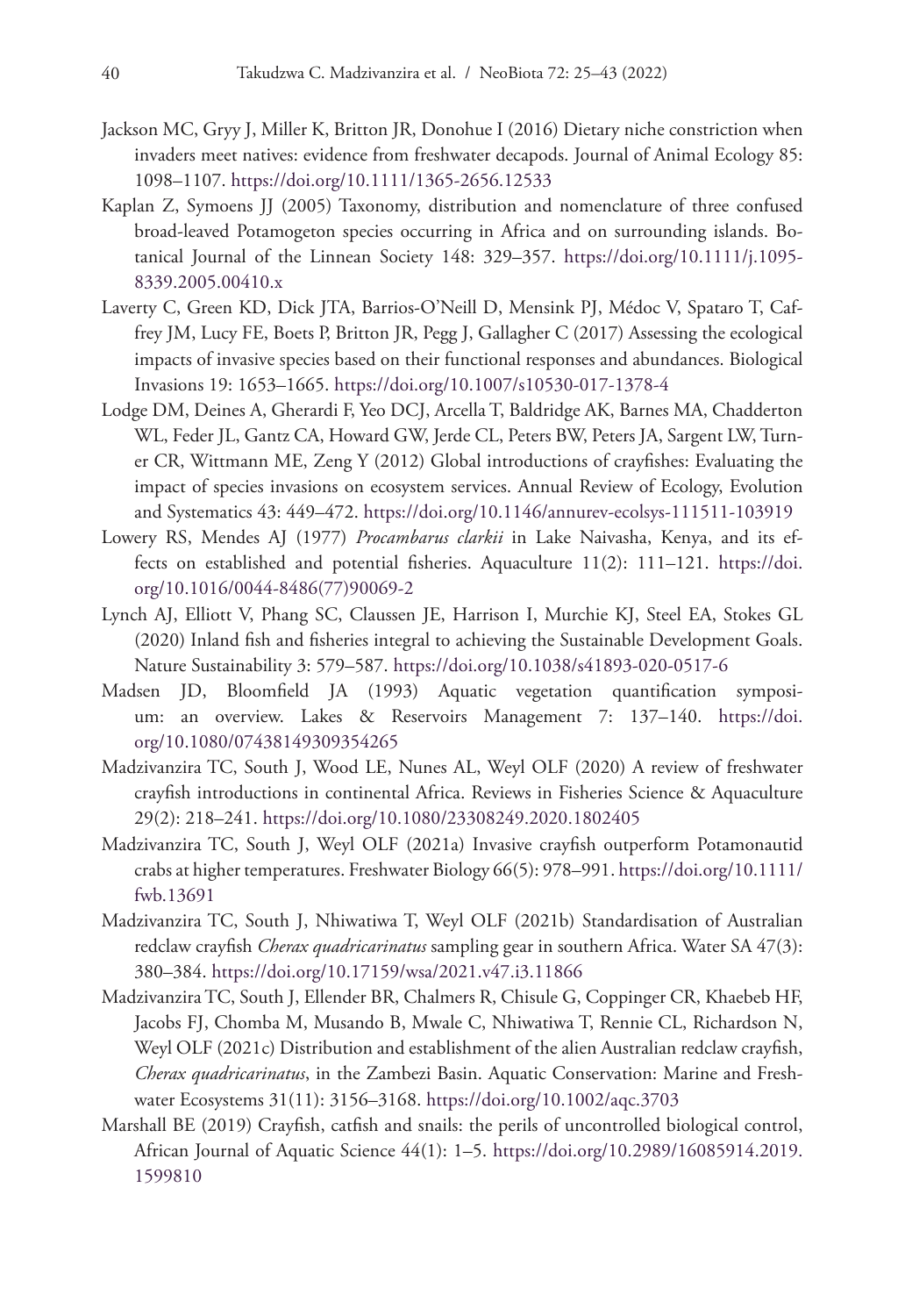Jackson MC, Gryy J, Miller K, Britton JR, Donohue I (2016) Dietary niche constriction when invaders meet natives: evidence from freshwater decapods. Journal of Animal Ecology 85: 1098–1107. https://doi.org/10.1111/1365-2656.12533

Kaplan Z, Symoens JJ (2005) Taxonomy, distribution and nomenclature of three confused broad-leaved Potamogeton species occurring in Africa and on surrounding islands. Botanical Journal of the Linnean Society 148: 329–357. https://doi.org/10.1111/j.1095-8339.2005.00410.x

Laverty C, Green KD, Dick JTA, Barrios-O'Neill D, Mensink PJ, Médoc V, Spataro T, Caffrey JM, Lucy FE, Boets P, Britton JR, Pegg J, Gallagher C (2017) Assessing the ecological impacts of invasive species based on their functional responses and abundances. Biological Invasions 19: 1653–1665. https://doi.org/10.1007/s10530-017-1378-4

Lodge DM, Deines A, Gherardi F, Yeo DCJ, Arcella T, Baldridge AK, Barnes MA, Chadderton WL, Feder JL, Gantz CA, Howard GW, Jerde CL, Peters BW, Peters JA, Sargent LW, Turner CR, Wittmann ME, Zeng Y (2012) Global introductions of crayfishes: Evaluating the impact of species invasions on ecosystem services. Annual Review of Ecology, Evolution and Systematics 43: 449–472. https://doi.org/10.1146/annurev-ecolsys-111511-103919

Lowery RS, Mendes AJ (1977) *Procambarus clarkii* in Lake Naivasha, Kenya, and its effects on established and potential fisheries. Aquaculture 11(2): 111–121. https://doi.org/10.1016/0044-8486(77)90069-2

Lynch AJ, Elliott V, Phang SC, Claussen JE, Harrison I, Murchie KJ, Steel EA, Stokes GL (2020) Inland fish and fisheries integral to achieving the Sustainable Development Goals. Nature Sustainability 3: 579–587. https://doi.org/10.1038/s41893-020-0517-6

Madsen JD, Bloomfield JA (1993) Aquatic vegetation quantification symposium: an overview. Lakes & Reservoirs Management 7: 137–140. https://doi.org/10.1080/07438149309354265

Madzivanzira TC, South J, Wood LE, Nunes AL, Weyl OLF (2020) A review of freshwater crayfish introductions in continental Africa. Reviews in Fisheries Science & Aquaculture 29(2): 218–241. https://doi.org/10.1080/23308249.2020.1802405

Madzivanzira TC, South J, Weyl OLF (2021a) Invasive crayfish outperform Potamonautid crabs at higher temperatures. Freshwater Biology 66(5): 978–991. https://doi.org/10.1111/fwb.13691

Madzivanzira TC, South J, Nhiwatiwa T, Weyl OLF (2021b) Standardisation of Australian redclaw crayfish *Cherax quadricarinatus* sampling gear in southern Africa. Water SA 47(3): 380–384. https://doi.org/10.17159/wsa/2021.v47.i3.11866

Madzivanzira TC, South J, Ellender BR, Chalmers R, Chisule G, Coppinger CR, Khaebeb HF, Jacobs FJ, Chomba M, Musando B, Mwale C, Nhiwatiwa T, Rennie CL, Richardson N, Weyl OLF (2021c) Distribution and establishment of the alien Australian redclaw crayfish, *Cherax quadricarinatus*, in the Zambezi Basin. Aquatic Conservation: Marine and Freshwater Ecosystems 31(11): 3156–3168. https://doi.org/10.1002/aqc.3703

Marshall BE (2019) Crayfish, catfish and snails: the perils of uncontrolled biological control, African Journal of Aquatic Science 44(1): 1–5. https://doi.org/10.2989/16085914.2019.1599810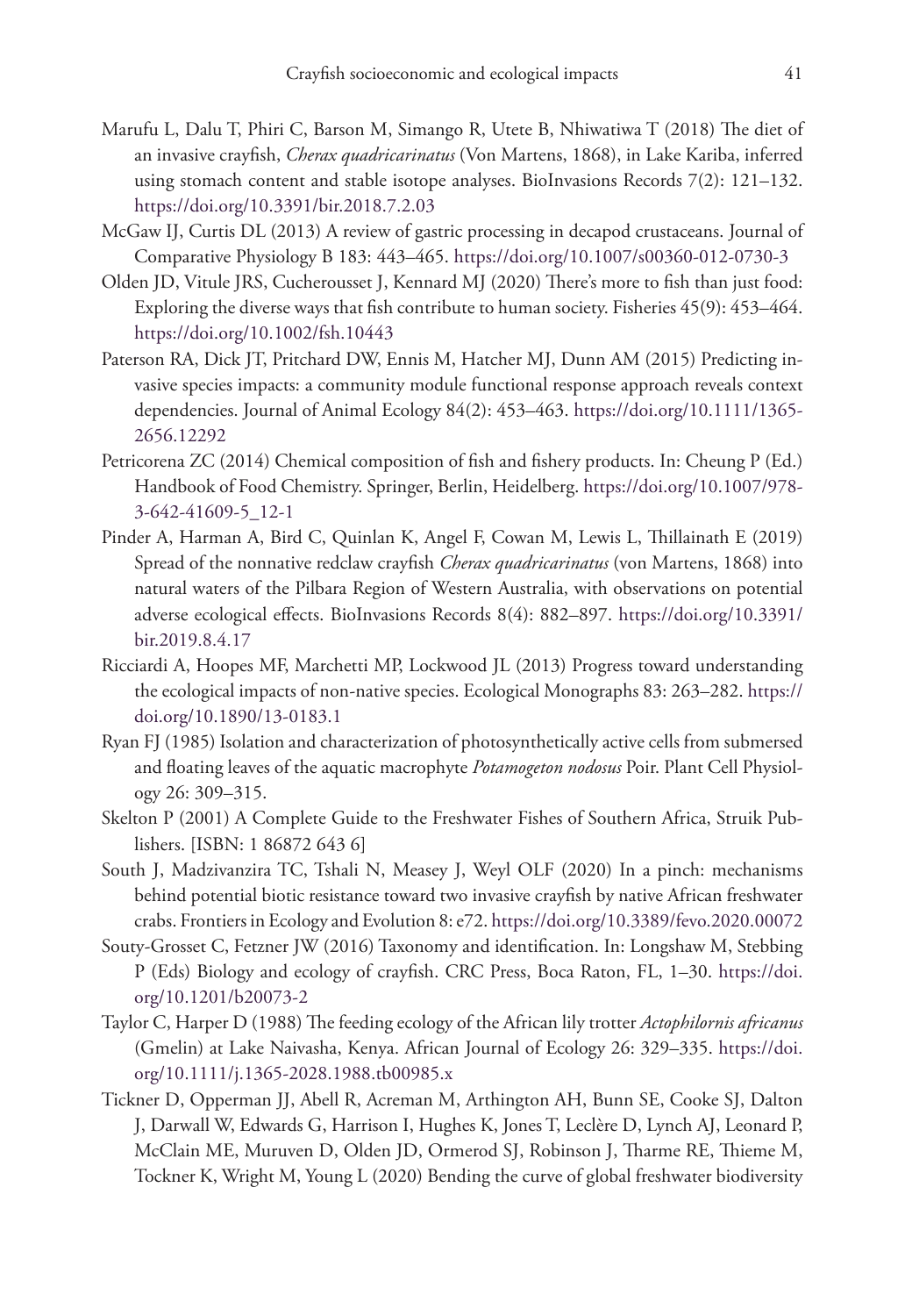Marufu L, Dalu T, Phiri C, Barson M, Simango R, Utete B, Nhiwatiwa T (2018) The diet of an invasive crayfish, *Cherax quadricarinatus* (Von Martens, 1868), in Lake Kariba, inferred using stomach content and stable isotope analyses. BioInvasions Records 7(2): 121–132. https://doi.org/10.3391/bir.2018.7.2.03

McGaw IJ, Curtis DL (2013) A review of gastric processing in decapod crustaceans. Journal of Comparative Physiology B 183: 443–465. https://doi.org/10.1007/s00360-012-0730-3

Olden JD, Vitule JRS, Cucherousset J, Kennard MJ (2020) There's more to fish than just food: Exploring the diverse ways that fish contribute to human society. Fisheries 45(9): 453–464. https://doi.org/10.1002/fsh.10443

Paterson RA, Dick JT, Pritchard DW, Ennis M, Hatcher MJ, Dunn AM (2015) Predicting invasive species impacts: a community module functional response approach reveals context dependencies. Journal of Animal Ecology 84(2): 453–463. https://doi.org/10.1111/1365-2656.12292

Petricorena ZC (2014) Chemical composition of fish and fishery products. In: Cheung P (Ed.) Handbook of Food Chemistry. Springer, Berlin, Heidelberg. https://doi.org/10.1007/978-3-642-41609-5_12-1

Pinder A, Harman A, Bird C, Quinlan K, Angel F, Cowan M, Lewis L, Thillainath E (2019) Spread of the nonnative redclaw crayfish *Cherax quadricarinatus* (von Martens, 1868) into natural waters of the Pilbara Region of Western Australia, with observations on potential adverse ecological effects. BioInvasions Records 8(4): 882–897. https://doi.org/10.3391/bir.2019.8.4.17

Ricciardi A, Hoopes MF, Marchetti MP, Lockwood JL (2013) Progress toward understanding the ecological impacts of non-native species. Ecological Monographs 83: 263–282. https://doi.org/10.1890/13-0183.1

Ryan FJ (1985) Isolation and characterization of photosynthetically active cells from submersed and floating leaves of the aquatic macrophyte *Potamogeton nodosus* Poir. Plant Cell Physiology 26: 309–315.

Skelton P (2001) A Complete Guide to the Freshwater Fishes of Southern Africa, Struik Publishers. [ISBN: 1 86872 643 6]

South J, Madzivanzira TC, Tshali N, Measey J, Weyl OLF (2020) In a pinch: mechanisms behind potential biotic resistance toward two invasive crayfish by native African freshwater crabs. Frontiers in Ecology and Evolution 8: e72. https://doi.org/10.3389/fevo.2020.00072

Souty-Grosset C, Fetzner JW (2016) Taxonomy and identification. In: Longshaw M, Stebbing P (Eds) Biology and ecology of crayfish. CRC Press, Boca Raton, FL, 1–30. https://doi.org/10.1201/b20073-2

Taylor C, Harper D (1988) The feeding ecology of the African lily trotter *Actophilornis africanus* (Gmelin) at Lake Naivasha, Kenya. African Journal of Ecology 26: 329–335. https://doi.org/10.1111/j.1365-2028.1988.tb00985.x

Tickner D, Opperman JJ, Abell R, Acreman M, Arthington AH, Bunn SE, Cooke SJ, Dalton J, Darwall W, Edwards G, Harrison I, Hughes K, Jones T, Leclère D, Lynch AJ, Leonard P, McClain ME, Muruven D, Olden JD, Ormerod SJ, Robinson J, Tharme RE, Thieme M, Tockner K, Wright M, Young L (2020) Bending the curve of global freshwater biodiversity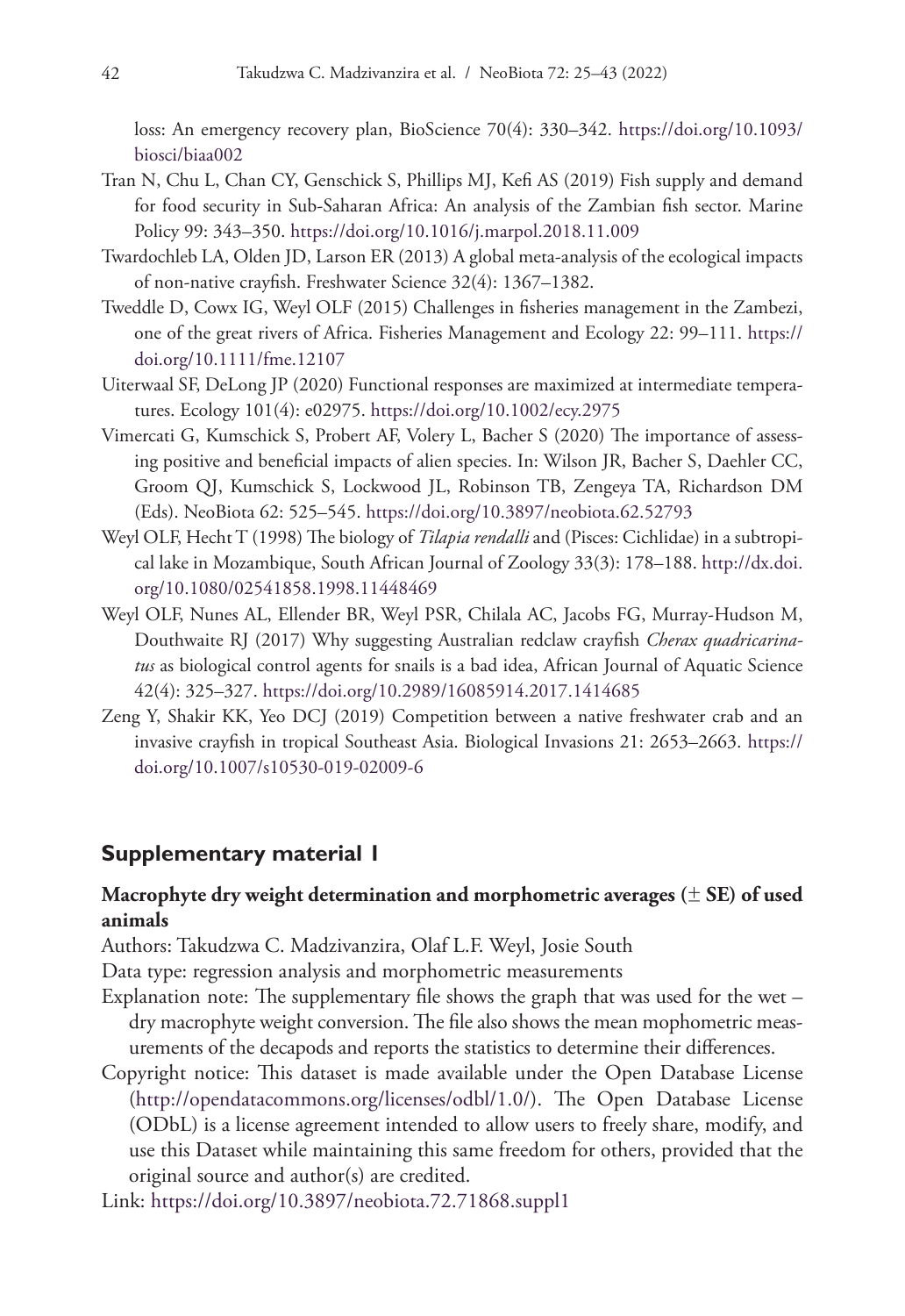loss: An emergency recovery plan, BioScience 70(4): 330–342. https://doi.org/10.1093/biosci/biaa002

Tran N, Chu L, Chan CY, Genschick S, Phillips MJ, Kefi AS (2019) Fish supply and demand for food security in Sub-Saharan Africa: An analysis of the Zambian fish sector. Marine Policy 99: 343–350. https://doi.org/10.1016/j.marpol.2018.11.009

Twardochleb LA, Olden JD, Larson ER (2013) A global meta-analysis of the ecological impacts of non-native crayfish. Freshwater Science 32(4): 1367–1382.

Tweddle D, Cowx IG, Weyl OLF (2015) Challenges in fisheries management in the Zambezi, one of the great rivers of Africa. Fisheries Management and Ecology 22: 99–111. https://doi.org/10.1111/fme.12107

Uiterwaal SF, DeLong JP (2020) Functional responses are maximized at intermediate temperatures. Ecology 101(4): e02975. https://doi.org/10.1002/ecy.2975

Vimercati G, Kumschick S, Probert AF, Volery L, Bacher S (2020) The importance of assessing positive and beneficial impacts of alien species. In: Wilson JR, Bacher S, Daehler CC, Groom QJ, Kumschick S, Lockwood JL, Robinson TB, Zengeya TA, Richardson DM (Eds). NeoBiota 62: 525–545. https://doi.org/10.3897/neobiota.62.52793

Weyl OLF, Hecht T (1998) The biology of *Tilapia rendalli* and (Pisces: Cichlidae) in a subtropical lake in Mozambique, South African Journal of Zoology 33(3): 178–188. http://dx.doi.org/10.1080/02541858.1998.11448469

Weyl OLF, Nunes AL, Ellender BR, Weyl PSR, Chilala AC, Jacobs FG, Murray-Hudson M, Douthwaite RJ (2017) Why suggesting Australian redclaw crayfish *Cherax quadricarinatus* as biological control agents for snails is a bad idea, African Journal of Aquatic Science 42(4): 325–327. https://doi.org/10.2989/16085914.2017.1414685

Zeng Y, Shakir KK, Yeo DCJ (2019) Competition between a native freshwater crab and an invasive crayfish in tropical Southeast Asia. Biological Invasions 21: 2653–2663. https://doi.org/10.1007/s10530-019-02009-6

## Supplementary material 1

### Macrophyte dry weight determination and morphometric averages (± SE) of used animals

Authors: Takudzwa C. Madzivanzira, Olaf L.F. Weyl, Josie South

Data type: regression analysis and morphometric measurements

Explanation note: The supplementary file shows the graph that was used for the wet – dry macrophyte weight conversion. The file also shows the mean mophometric measurements of the decapods and reports the statistics to determine their differences.

Copyright notice: This dataset is made available under the Open Database License (http://opendatacommons.org/licenses/odbl/1.0/). The Open Database License (ODbL) is a license agreement intended to allow users to freely share, modify, and use this Dataset while maintaining this same freedom for others, provided that the original source and author(s) are credited.

Link: https://doi.org/10.3897/neobiota.72.71868.suppl1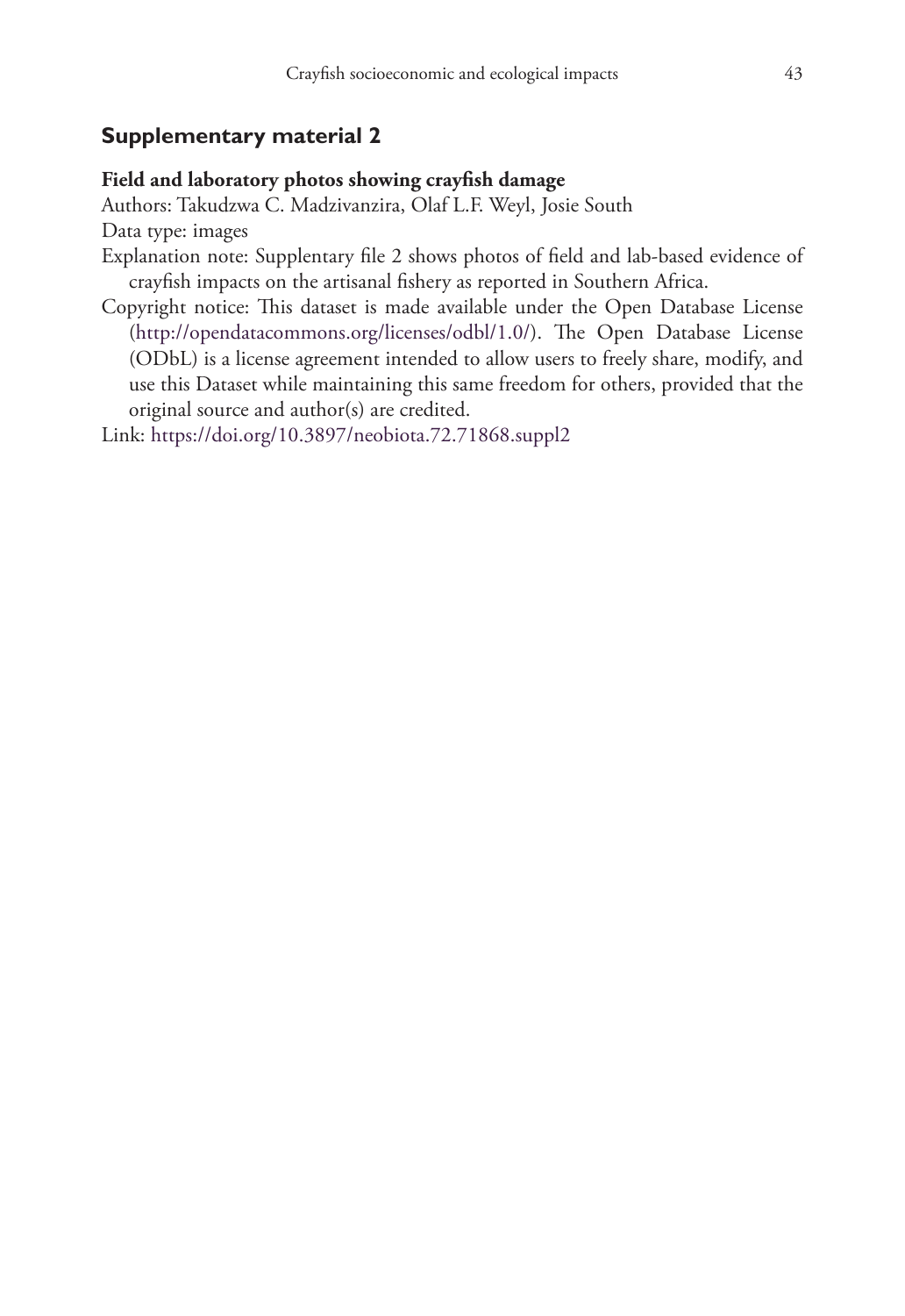## Supplementary material 2

**Field and laboratory photos showing crayfish damage**

Authors: Takudzwa C. Madzivanzira, Olaf L.F. Weyl, Josie South

Data type: images

Explanation note: Supplentary file 2 shows photos of field and lab-based evidence of crayfish impacts on the artisanal fishery as reported in Southern Africa.

Copyright notice: This dataset is made available under the Open Database License (http://opendatacommons.org/licenses/odbl/1.0/). The Open Database License (ODbL) is a license agreement intended to allow users to freely share, modify, and use this Dataset while maintaining this same freedom for others, provided that the original source and author(s) are credited.

Link: https://doi.org/10.3897/neobiota.72.71868.suppl2